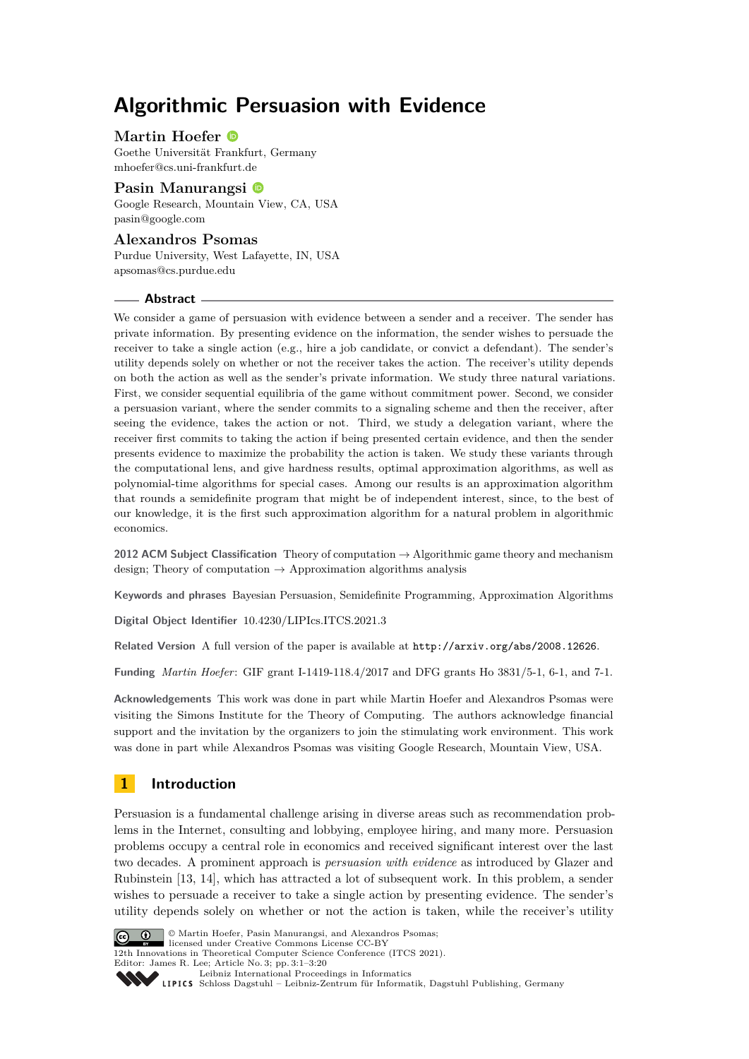# Algorithmic Persuasion with Evidence

**Martin Hoefer**
Goethe Universität Frankfurt, Germany
mhoefer@cs.uni-frankfurt.de

**Pasin Manurangsi**
Google Research, Mountain View, CA, USA
pasin@google.com

**Alexandros Psomas**
Purdue University, West Lafayette, IN, USA
apsomas@cs.purdue.edu

## Abstract

We consider a game of persuasion with evidence between a sender and a receiver. The sender has private information. By presenting evidence on the information, the sender wishes to persuade the receiver to take a single action (e.g., hire a job candidate, or convict a defendant). The sender's utility depends solely on whether or not the receiver takes the action. The receiver's utility depends on both the action as well as the sender's private information. We study three natural variations. First, we consider sequential equilibria of the game without commitment power. Second, we consider a persuasion variant, where the sender commits to a signaling scheme and then the receiver, after seeing the evidence, takes the action or not. Third, we study a delegation variant, where the receiver first commits to taking the action if being presented certain evidence, and then the sender presents evidence to maximize the probability the action is taken. We study these variants through the computational lens, and give hardness results, optimal approximation algorithms, as well as polynomial-time algorithms for special cases. Among our results is an approximation algorithm that rounds a semidefinite program that might be of independent interest, since, to the best of our knowledge, it is the first such approximation algorithm for a natural problem in algorithmic economics.

**2012 ACM Subject Classification** Theory of computation → Algorithmic game theory and mechanism design; Theory of computation → Approximation algorithms analysis

**Keywords and phrases** Bayesian Persuasion, Semidefinite Programming, Approximation Algorithms

**Digital Object Identifier** 10.4230/LIPIcs.ITCS.2021.3

**Related Version** A full version of the paper is available at `http://arxiv.org/abs/2008.12626`.

**Funding** *Martin Hoefer*: GIF grant I-1419-118.4/2017 and DFG grants Ho 3831/5-1, 6-1, and 7-1.

**Acknowledgements** This work was done in part while Martin Hoefer and Alexandros Psomas were visiting the Simons Institute for the Theory of Computing. The authors acknowledge financial support and the invitation by the organizers to join the stimulating work environment. This work was done in part while Alexandros Psomas was visiting Google Research, Mountain View, USA.

## 1 Introduction

Persuasion is a fundamental challenge arising in diverse areas such as recommendation problems in the Internet, consulting and lobbying, employee hiring, and many more. Persuasion problems occupy a central role in economics and received significant interest over the last two decades. A prominent approach is *persuasion with evidence* as introduced by Glazer and Rubinstein [13, 14], which has attracted a lot of subsequent work. In this problem, a sender wishes to persuade a receiver to take a single action by presenting evidence. The sender's utility depends solely on whether or not the action is taken, while the receiver's utility

© Martin Hoefer, Pasin Manurangsi, and Alexandros Psomas;
licensed under Creative Commons License CC-BY
12th Innovations in Theoretical Computer Science Conference (ITCS 2021).
Editor: James R. Lee; Article No. 3; pp. 3:1–3:20
Leibniz International Proceedings in Informatics
Schloss Dagstuhl – Leibniz-Zentrum für Informatik, Dagstuhl Publishing, Germany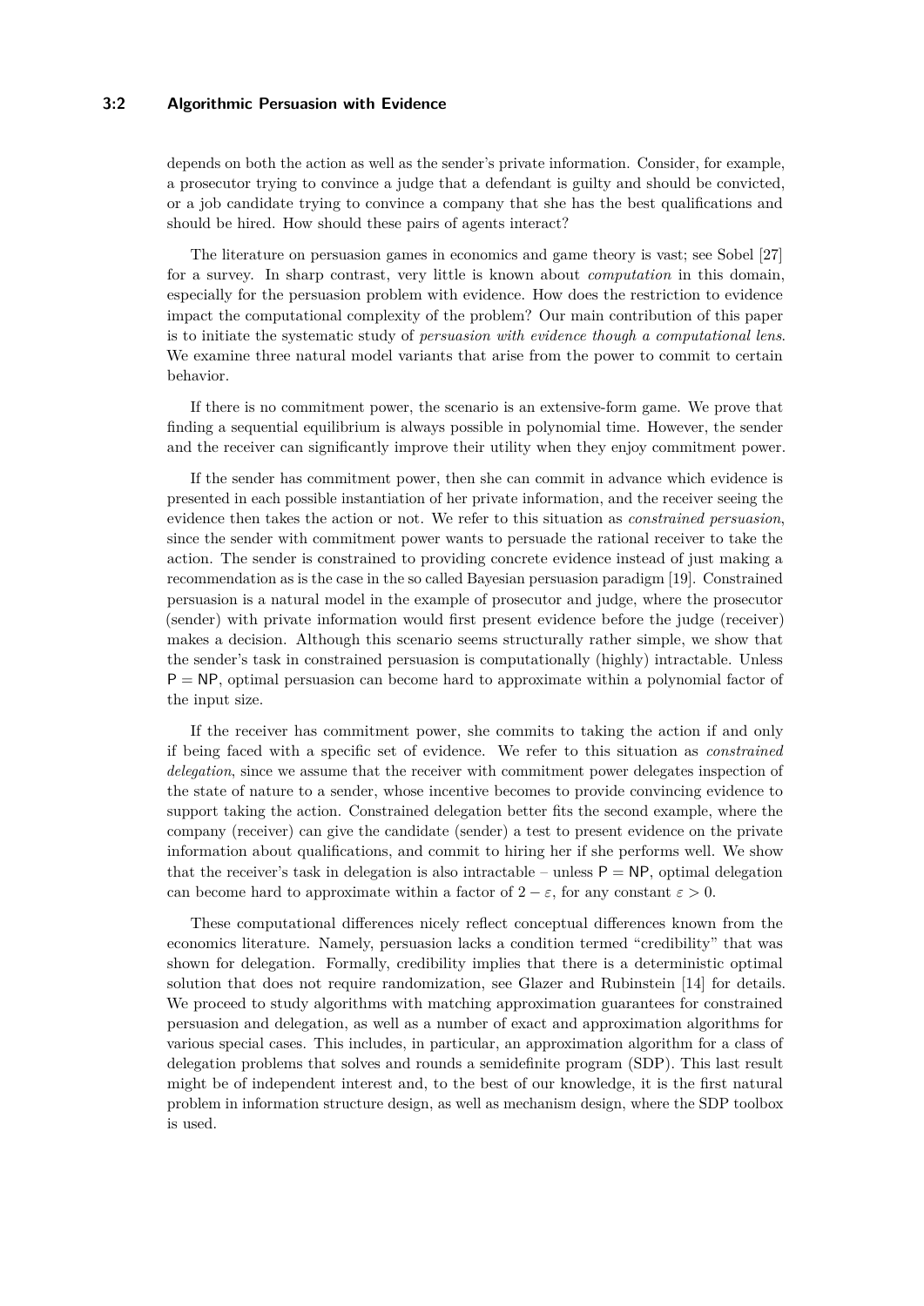depends on both the action as well as the sender's private information. Consider, for example, a prosecutor trying to convince a judge that a defendant is guilty and should be convicted, or a job candidate trying to convince a company that she has the best qualifications and should be hired. How should these pairs of agents interact?

The literature on persuasion games in economics and game theory is vast; see Sobel [27] for a survey. In sharp contrast, very little is known about *computation* in this domain, especially for the persuasion problem with evidence. How does the restriction to evidence impact the computational complexity of the problem? Our main contribution of this paper is to initiate the systematic study of *persuasion with evidence though a computational lens*. We examine three natural model variants that arise from the power to commit to certain behavior.

If there is no commitment power, the scenario is an extensive-form game. We prove that finding a sequential equilibrium is always possible in polynomial time. However, the sender and the receiver can significantly improve their utility when they enjoy commitment power.

If the sender has commitment power, then she can commit in advance which evidence is presented in each possible instantiation of her private information, and the receiver seeing the evidence then takes the action or not. We refer to this situation as *constrained persuasion*, since the sender with commitment power wants to persuade the rational receiver to take the action. The sender is constrained to providing concrete evidence instead of just making a recommendation as is the case in the so called Bayesian persuasion paradigm [19]. Constrained persuasion is a natural model in the example of prosecutor and judge, where the prosecutor (sender) with private information would first present evidence before the judge (receiver) makes a decision. Although this scenario seems structurally rather simple, we show that the sender's task in constrained persuasion is computationally (highly) intractable. Unless $\mathsf{P} = \mathsf{NP}$, optimal persuasion can become hard to approximate within a polynomial factor of the input size.

If the receiver has commitment power, she commits to taking the action if and only if being faced with a specific set of evidence. We refer to this situation as *constrained delegation*, since we assume that the receiver with commitment power delegates inspection of the state of nature to a sender, whose incentive becomes to provide convincing evidence to support taking the action. Constrained delegation better fits the second example, where the company (receiver) can give the candidate (sender) a test to present evidence on the private information about qualifications, and commit to hiring her if she performs well. We show that the receiver's task in delegation is also intractable – unless $\mathsf{P} = \mathsf{NP}$, optimal delegation can become hard to approximate within a factor of $2 - \varepsilon$, for any constant $\varepsilon > 0$.

These computational differences nicely reflect conceptual differences known from the economics literature. Namely, persuasion lacks a condition termed "credibility" that was shown for delegation. Formally, credibility implies that there is a deterministic optimal solution that does not require randomization, see Glazer and Rubinstein [14] for details. We proceed to study algorithms with matching approximation guarantees for constrained persuasion and delegation, as well as a number of exact and approximation algorithms for various special cases. This includes, in particular, an approximation algorithm for a class of delegation problems that solves and rounds a semidefinite program (SDP). This last result might be of independent interest and, to the best of our knowledge, it is the first natural problem in information structure design, as well as mechanism design, where the SDP toolbox is used.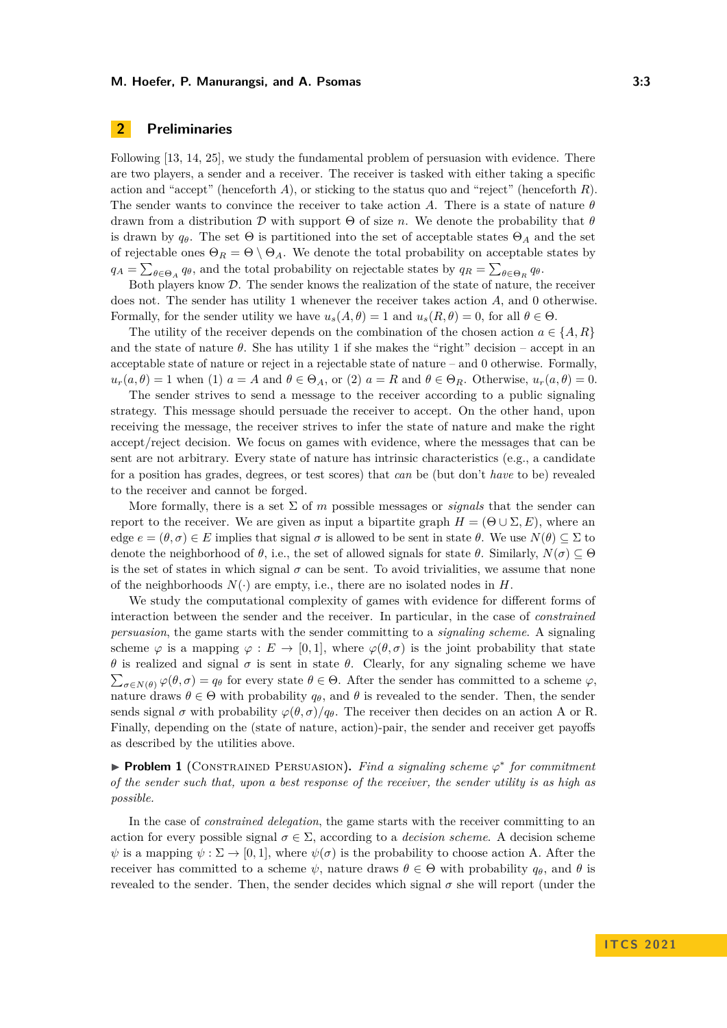## 2 Preliminaries

Following [13, 14, 25], we study the fundamental problem of persuasion with evidence. There are two players, a sender and a receiver. The receiver is tasked with either taking a specific action and "accept" (henceforth $A$), or sticking to the status quo and "reject" (henceforth $R$). The sender wants to convince the receiver to take action $A$. There is a state of nature $\theta$ drawn from a distribution $\mathcal{D}$ with support $\Theta$ of size $n$. We denote the probability that $\theta$ is drawn by $q_\theta$. The set $\Theta$ is partitioned into the set of acceptable states $\Theta_A$ and the set of rejectable ones $\Theta_R = \Theta \setminus \Theta_A$. We denote the total probability on acceptable states by $q_A = \sum_{\theta \in \Theta_A} q_\theta$, and the total probability on rejectable states by $q_R = \sum_{\theta \in \Theta_R} q_\theta$.

Both players know $\mathcal{D}$. The sender knows the realization of the state of nature, the receiver does not. The sender has utility 1 whenever the receiver takes action $A$, and 0 otherwise. Formally, for the sender utility we have $u_s(A, \theta) = 1$ and $u_s(R, \theta) = 0$, for all $\theta \in \Theta$.

The utility of the receiver depends on the combination of the chosen action $a \in \{A, R\}$ and the state of nature $\theta$. She has utility 1 if she makes the "right" decision – accept in an acceptable state of nature or reject in a rejectable state of nature – and 0 otherwise. Formally, $u_r(a, \theta) = 1$ when (1) $a = A$ and $\theta \in \Theta_A$, or (2) $a = R$ and $\theta \in \Theta_R$. Otherwise, $u_r(a, \theta) = 0$.

The sender strives to send a message to the receiver according to a public signaling strategy. This message should persuade the receiver to accept. On the other hand, upon receiving the message, the receiver strives to infer the state of nature and make the right accept/reject decision. We focus on games with evidence, where the messages that can be sent are not arbitrary. Every state of nature has intrinsic characteristics (e.g., a candidate for a position has grades, degrees, or test scores) that *can* be (but don't *have* to be) revealed to the receiver and cannot be forged.

More formally, there is a set $\Sigma$ of $m$ possible messages or *signals* that the sender can report to the receiver. We are given as input a bipartite graph $H = (\Theta \cup \Sigma, E)$, where an edge $e = (\theta, \sigma) \in E$ implies that signal $\sigma$ is allowed to be sent in state $\theta$. We use $N(\theta) \subseteq \Sigma$ to denote the neighborhood of $\theta$, i.e., the set of allowed signals for state $\theta$. Similarly, $N(\sigma) \subseteq \Theta$ is the set of states in which signal $\sigma$ can be sent. To avoid trivialities, we assume that none of the neighborhoods $N(\cdot)$ are empty, i.e., there are no isolated nodes in $H$.

We study the computational complexity of games with evidence for different forms of interaction between the sender and the receiver. In particular, in the case of *constrained persuasion*, the game starts with the sender committing to a *signaling scheme*. A signaling scheme $\varphi$ is a mapping $\varphi : E \to [0, 1]$, where $\varphi(\theta, \sigma)$ is the joint probability that state $\theta$ is realized and signal $\sigma$ is sent in state $\theta$. Clearly, for any signaling scheme we have $\sum_{\sigma \in N(\theta)} \varphi(\theta, \sigma) = q_\theta$ for every state $\theta \in \Theta$. After the sender has committed to a scheme $\varphi$, nature draws $\theta \in \Theta$ with probability $q_\theta$, and $\theta$ is revealed to the sender. Then, the sender sends signal $\sigma$ with probability $\varphi(\theta, \sigma)/q_\theta$. The receiver then decides on an action A or R. Finally, depending on the (state of nature, action)-pair, the sender and receiver get payoffs as described by the utilities above.

▶ **Problem 1** (Constrained Persuasion). *Find a signaling scheme $\varphi^*$ for commitment of the sender such that, upon a best response of the receiver, the sender utility is as high as possible.*

In the case of *constrained delegation*, the game starts with the receiver committing to an action for every possible signal $\sigma \in \Sigma$, according to a *decision scheme*. A decision scheme $\psi$ is a mapping $\psi : \Sigma \to [0, 1]$, where $\psi(\sigma)$ is the probability to choose action A. After the receiver has committed to a scheme $\psi$, nature draws $\theta \in \Theta$ with probability $q_\theta$, and $\theta$ is revealed to the sender. Then, the sender decides which signal $\sigma$ she will report (under the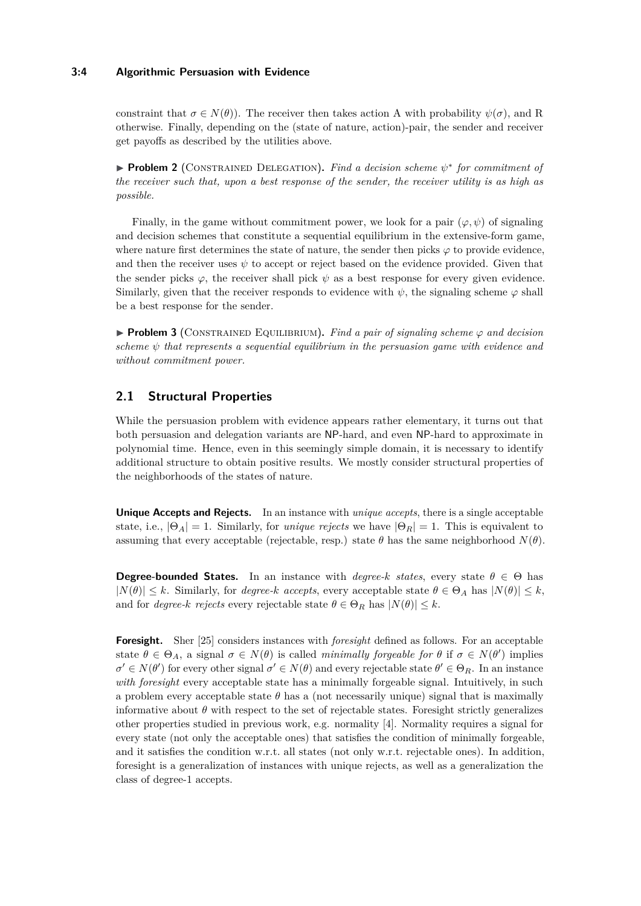constraint that $\sigma \in N(\theta)$). The receiver then takes action A with probability $\psi(\sigma)$, and R otherwise. Finally, depending on the (state of nature, action)-pair, the sender and receiver get payoffs as described by the utilities above.

▶ **Problem 2** (Constrained Delegation). *Find a decision scheme $\psi^*$ for commitment of the receiver such that, upon a best response of the sender, the receiver utility is as high as possible.*

Finally, in the game without commitment power, we look for a pair $(\varphi, \psi)$ of signaling and decision schemes that constitute a sequential equilibrium in the extensive-form game, where nature first determines the state of nature, the sender then picks $\varphi$ to provide evidence, and then the receiver uses $\psi$ to accept or reject based on the evidence provided. Given that the sender picks $\varphi$, the receiver shall pick $\psi$ as a best response for every given evidence. Similarly, given that the receiver responds to evidence with $\psi$, the signaling scheme $\varphi$ shall be a best response for the sender.

▶ **Problem 3** (Constrained Equilibrium). *Find a pair of signaling scheme $\varphi$ and decision scheme $\psi$ that represents a sequential equilibrium in the persuasion game with evidence and without commitment power.*

## 2.1 Structural Properties

While the persuasion problem with evidence appears rather elementary, it turns out that both persuasion and delegation variants are NP-hard, and even NP-hard to approximate in polynomial time. Hence, even in this seemingly simple domain, it is necessary to identify additional structure to obtain positive results. We mostly consider structural properties of the neighborhoods of the states of nature.

**Unique Accepts and Rejects.** In an instance with *unique accepts*, there is a single acceptable state, i.e., $|\Theta_A| = 1$. Similarly, for *unique rejects* we have $|\Theta_R| = 1$. This is equivalent to assuming that every acceptable (rejectable, resp.) state $\theta$ has the same neighborhood $N(\theta)$.

**Degree-bounded States.** In an instance with *degree-$k$ states*, every state $\theta \in \Theta$ has $|N(\theta)| \leq k$. Similarly, for *degree-$k$ accepts*, every acceptable state $\theta \in \Theta_A$ has $|N(\theta)| \leq k$, and for *degree-$k$ rejects* every rejectable state $\theta \in \Theta_R$ has $|N(\theta)| \leq k$.

**Foresight.** Sher [25] considers instances with *foresight* defined as follows. For an acceptable state $\theta \in \Theta_A$, a signal $\sigma \in N(\theta)$ is called *minimally forgeable for* $\theta$ if $\sigma \in N(\theta')$ implies $\sigma' \in N(\theta')$ for every other signal $\sigma' \in N(\theta)$ and every rejectable state $\theta' \in \Theta_R$. In an instance *with foresight* every acceptable state has a minimally forgeable signal. Intuitively, in such a problem every acceptable state $\theta$ has a (not necessarily unique) signal that is maximally informative about $\theta$ with respect to the set of rejectable states. Foresight strictly generalizes other properties studied in previous work, e.g. normality [4]. Normality requires a signal for every state (not only the acceptable ones) that satisfies the condition of minimally forgeable, and it satisfies the condition w.r.t. all states (not only w.r.t. rejectable ones). In addition, foresight is a generalization of instances with unique rejects, as well as a generalization the class of degree-1 accepts.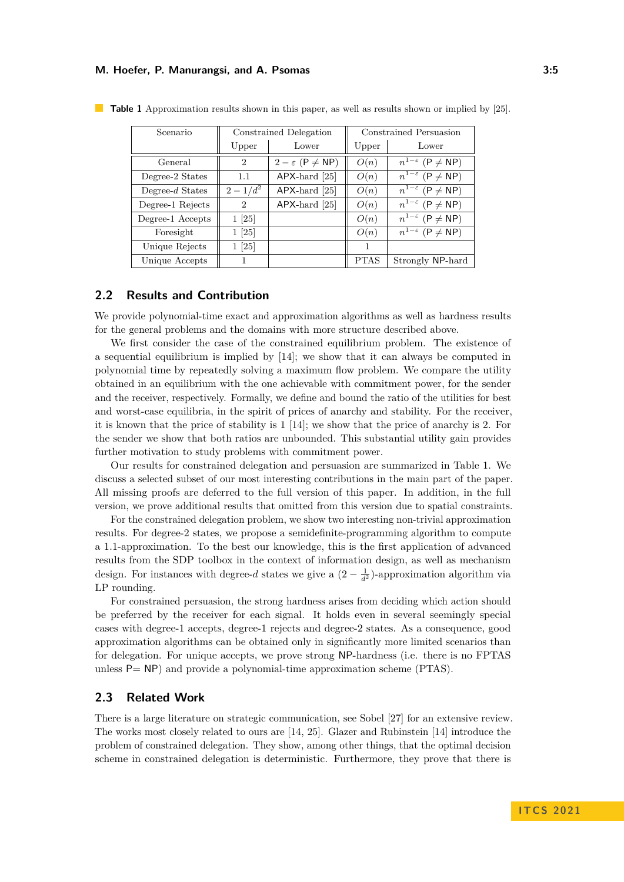**Table 1** Approximation results shown in this paper, as well as results shown or implied by [25].

| Scenario | Constrained Delegation | | Constrained Persuasion | |
|---|---|---|---|---|
| | Upper | Lower | Upper | Lower |
| General | 2 | $2-\varepsilon$ (P $\neq$ NP) | $O(n)$ | $n^{1-\varepsilon}$ (P $\neq$ NP) |
| Degree-2 States | 1.1 | APX-hard [25] | $O(n)$ | $n^{1-\varepsilon}$ (P $\neq$ NP) |
| Degree-$d$ States | $2-1/d^2$ | APX-hard [25] | $O(n)$ | $n^{1-\varepsilon}$ (P $\neq$ NP) |
| Degree-1 Rejects | 2 | APX-hard [25] | $O(n)$ | $n^{1-\varepsilon}$ (P $\neq$ NP) |
| Degree-1 Accepts | 1 [25] | | $O(n)$ | $n^{1-\varepsilon}$ (P $\neq$ NP) |
| Foresight | 1 [25] | | $O(n)$ | $n^{1-\varepsilon}$ (P $\neq$ NP) |
| Unique Rejects | 1 [25] | | 1 | |
| Unique Accepts | 1 | | PTAS | Strongly NP-hard |

## 2.2 Results and Contribution

We provide polynomial-time exact and approximation algorithms as well as hardness results for the general problems and the domains with more structure described above.

We first consider the case of the constrained equilibrium problem. The existence of a sequential equilibrium is implied by [14]; we show that it can always be computed in polynomial time by repeatedly solving a maximum flow problem. We compare the utility obtained in an equilibrium with the one achievable with commitment power, for the sender and the receiver, respectively. Formally, we define and bound the ratio of the utilities for best and worst-case equilibria, in the spirit of prices of anarchy and stability. For the receiver, it is known that the price of stability is 1 [14]; we show that the price of anarchy is 2. For the sender we show that both ratios are unbounded. This substantial utility gain provides further motivation to study problems with commitment power.

Our results for constrained delegation and persuasion are summarized in Table 1. We discuss a selected subset of our most interesting contributions in the main part of the paper. All missing proofs are deferred to the full version of this paper. In addition, in the full version, we prove additional results that omitted from this version due to spatial constraints.

For the constrained delegation problem, we show two interesting non-trivial approximation results. For degree-2 states, we propose a semidefinite-programming algorithm to compute a 1.1-approximation. To the best our knowledge, this is the first application of advanced results from the SDP toolbox in the context of information design, as well as mechanism design. For instances with degree-$d$ states we give a $(2-\frac{1}{d^2})$-approximation algorithm via LP rounding.

For constrained persuasion, the strong hardness arises from deciding which action should be preferred by the receiver for each signal. It holds even in several seemingly special cases with degree-1 accepts, degree-1 rejects and degree-2 states. As a consequence, good approximation algorithms can be obtained only in significantly more limited scenarios than for delegation. For unique accepts, we prove strong NP-hardness (i.e. there is no FPTAS unless P= NP) and provide a polynomial-time approximation scheme (PTAS).

## 2.3 Related Work

There is a large literature on strategic communication, see Sobel [27] for an extensive review. The works most closely related to ours are [14, 25]. Glazer and Rubinstein [14] introduce the problem of constrained delegation. They show, among other things, that the optimal decision scheme in constrained delegation is deterministic. Furthermore, they prove that there is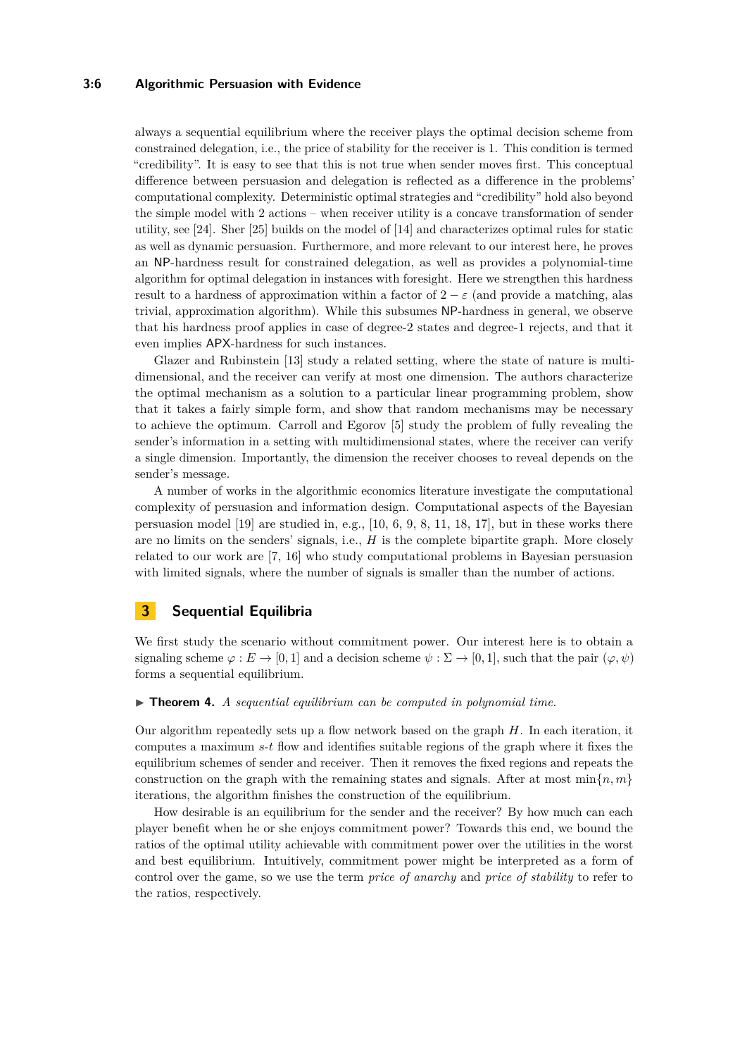always a sequential equilibrium where the receiver plays the optimal decision scheme from constrained delegation, i.e., the price of stability for the receiver is 1. This condition is termed "credibility". It is easy to see that this is not true when sender moves first. This conceptual difference between persuasion and delegation is reflected as a difference in the problems' computational complexity. Deterministic optimal strategies and "credibility" hold also beyond the simple model with 2 actions – when receiver utility is a concave transformation of sender utility, see [24]. Sher [25] builds on the model of [14] and characterizes optimal rules for static as well as dynamic persuasion. Furthermore, and more relevant to our interest here, he proves an NP-hardness result for constrained delegation, as well as provides a polynomial-time algorithm for optimal delegation in instances with foresight. Here we strengthen this hardness result to a hardness of approximation within a factor of $2 - \varepsilon$ (and provide a matching, alas trivial, approximation algorithm). While this subsumes NP-hardness in general, we observe that his hardness proof applies in case of degree-2 states and degree-1 rejects, and that it even implies APX-hardness for such instances.

Glazer and Rubinstein [13] study a related setting, where the state of nature is multi-dimensional, and the receiver can verify at most one dimension. The authors characterize the optimal mechanism as a solution to a particular linear programming problem, show that it takes a fairly simple form, and show that random mechanisms may be necessary to achieve the optimum. Carroll and Egorov [5] study the problem of fully revealing the sender's information in a setting with multidimensional states, where the receiver can verify a single dimension. Importantly, the dimension the receiver chooses to reveal depends on the sender's message.

A number of works in the algorithmic economics literature investigate the computational complexity of persuasion and information design. Computational aspects of the Bayesian persuasion model [19] are studied in, e.g., [10, 6, 9, 8, 11, 18, 17], but in these works there are no limits on the senders' signals, i.e., $H$ is the complete bipartite graph. More closely related to our work are [7, 16] who study computational problems in Bayesian persuasion with limited signals, where the number of signals is smaller than the number of actions.

# 3 Sequential Equilibria

We first study the scenario without commitment power. Our interest here is to obtain a signaling scheme $\varphi : E \to [0,1]$ and a decision scheme $\psi : \Sigma \to [0,1]$, such that the pair $(\varphi, \psi)$ forms a sequential equilibrium.

▶ **Theorem 4.** *A sequential equilibrium can be computed in polynomial time.*

Our algorithm repeatedly sets up a flow network based on the graph $H$. In each iteration, it computes a maximum $s$-$t$ flow and identifies suitable regions of the graph where it fixes the equilibrium schemes of sender and receiver. Then it removes the fixed regions and repeats the construction on the graph with the remaining states and signals. After at most $\min\{n, m\}$ iterations, the algorithm finishes the construction of the equilibrium.

How desirable is an equilibrium for the sender and the receiver? By how much can each player benefit when he or she enjoys commitment power? Towards this end, we bound the ratios of the optimal utility achievable with commitment power over the utilities in the worst and best equilibrium. Intuitively, commitment power might be interpreted as a form of control over the game, so we use the term *price of anarchy* and *price of stability* to refer to the ratios, respectively.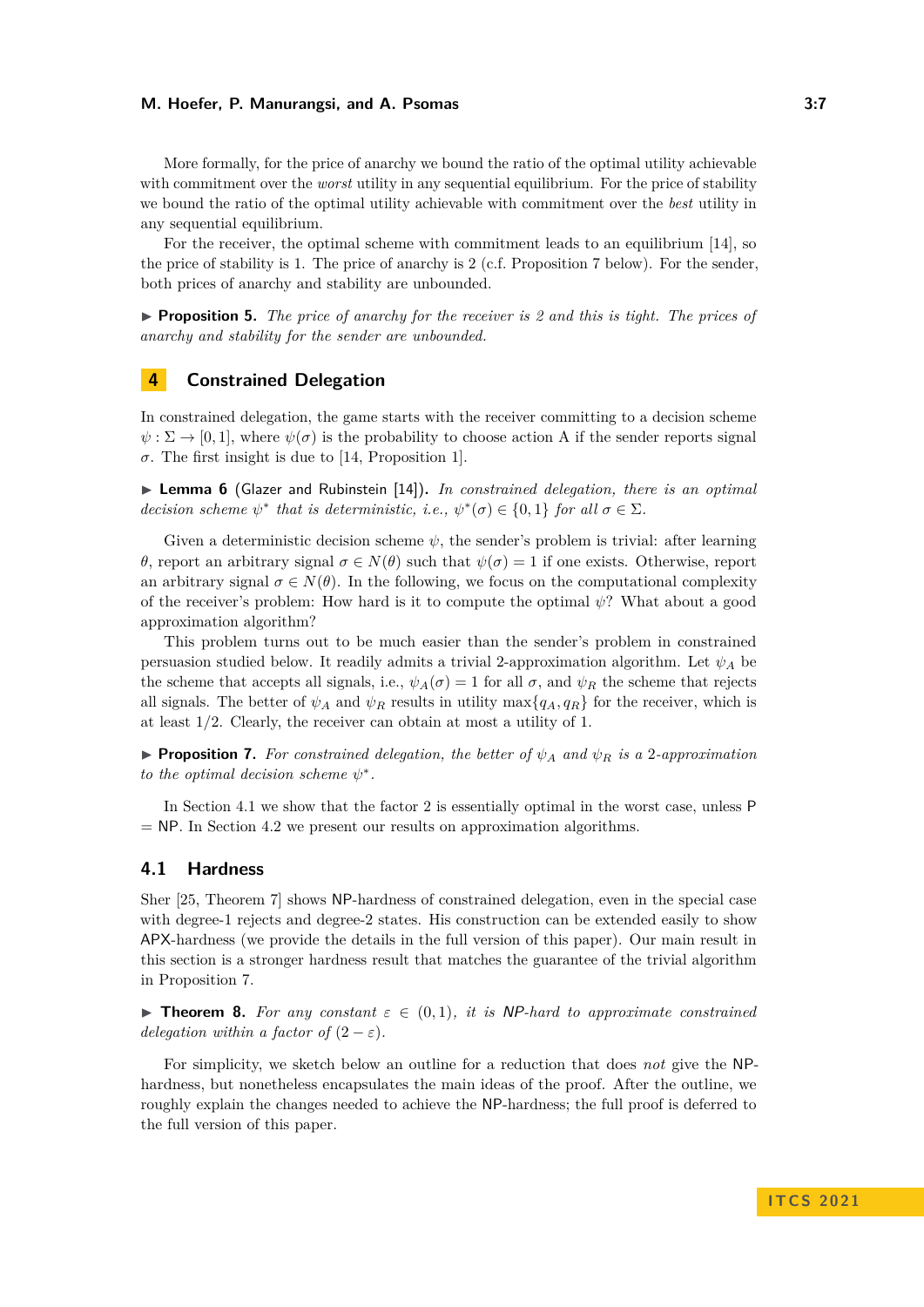More formally, for the price of anarchy we bound the ratio of the optimal utility achievable with commitment over the *worst* utility in any sequential equilibrium. For the price of stability we bound the ratio of the optimal utility achievable with commitment over the *best* utility in any sequential equilibrium.

For the receiver, the optimal scheme with commitment leads to an equilibrium [14], so the price of stability is 1. The price of anarchy is 2 (c.f. Proposition 7 below). For the sender, both prices of anarchy and stability are unbounded.

▶ **Proposition 5.** *The price of anarchy for the receiver is 2 and this is tight. The prices of anarchy and stability for the sender are unbounded.*

## 4 Constrained Delegation

In constrained delegation, the game starts with the receiver committing to a decision scheme $\psi : \Sigma \to [0, 1]$, where $\psi(\sigma)$ is the probability to choose action A if the sender reports signal $\sigma$. The first insight is due to [14, Proposition 1].

▶ **Lemma 6** (Glazer and Rubinstein [14])**.** *In constrained delegation, there is an optimal decision scheme $\psi^*$ that is deterministic, i.e., $\psi^*(\sigma) \in \{0, 1\}$ for all $\sigma \in \Sigma$.*

Given a deterministic decision scheme $\psi$, the sender's problem is trivial: after learning $\theta$, report an arbitrary signal $\sigma \in N(\theta)$ such that $\psi(\sigma) = 1$ if one exists. Otherwise, report an arbitrary signal $\sigma \in N(\theta)$. In the following, we focus on the computational complexity of the receiver's problem: How hard is it to compute the optimal $\psi$? What about a good approximation algorithm?

This problem turns out to be much easier than the sender's problem in constrained persuasion studied below. It readily admits a trivial 2-approximation algorithm. Let $\psi_A$ be the scheme that accepts all signals, i.e., $\psi_A(\sigma) = 1$ for all $\sigma$, and $\psi_R$ the scheme that rejects all signals. The better of $\psi_A$ and $\psi_R$ results in utility $\max\{q_A, q_R\}$ for the receiver, which is at least 1/2. Clearly, the receiver can obtain at most a utility of 1.

▶ **Proposition 7.** *For constrained delegation, the better of $\psi_A$ and $\psi_R$ is a 2-approximation to the optimal decision scheme $\psi^*$.*

In Section 4.1 we show that the factor 2 is essentially optimal in the worst case, unless P = NP. In Section 4.2 we present our results on approximation algorithms.

### 4.1 Hardness

Sher [25, Theorem 7] shows NP-hardness of constrained delegation, even in the special case with degree-1 rejects and degree-2 states. His construction can be extended easily to show APX-hardness (we provide the details in the full version of this paper). Our main result in this section is a stronger hardness result that matches the guarantee of the trivial algorithm in Proposition 7.

▶ **Theorem 8.** *For any constant $\varepsilon \in (0, 1)$, it is NP-hard to approximate constrained delegation within a factor of $(2 - \varepsilon)$.*

For simplicity, we sketch below an outline for a reduction that does *not* give the NP-hardness, but nonetheless encapsulates the main ideas of the proof. After the outline, we roughly explain the changes needed to achieve the NP-hardness; the full proof is deferred to the full version of this paper.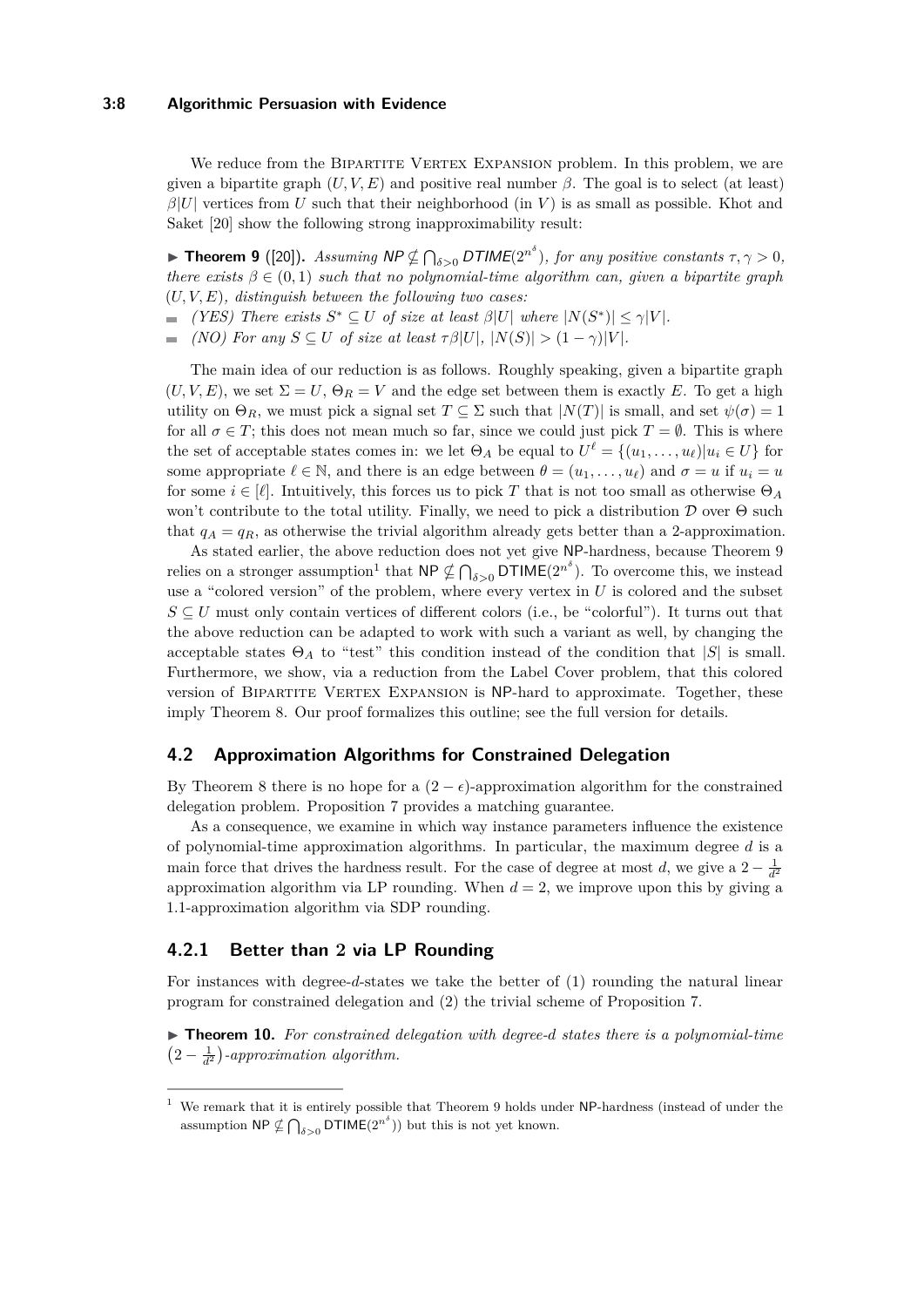We reduce from the Bipartite Vertex Expansion problem. In this problem, we are given a bipartite graph $(U, V, E)$ and positive real number $\beta$. The goal is to select (at least) $\beta|U|$ vertices from $U$ such that their neighborhood (in $V$) is as small as possible. Khot and Saket [20] show the following strong inapproximability result:

▶ **Theorem 9** ([20]). *Assuming $\mathsf{NP} \not\subseteq \bigcap_{\delta>0} \mathsf{DTIME}(2^{n^\delta})$, for any positive constants $\tau, \gamma > 0$, there exists $\beta \in (0,1)$ such that no polynomial-time algorithm can, given a bipartite graph $(U, V, E)$, distinguish between the following two cases:*

- *(YES) There exists $S^* \subseteq U$ of size at least $\beta|U|$ where $|N(S^*)| \leq \gamma|V|$.*
- *(NO) For any $S \subseteq U$ of size at least $\tau\beta|U|$, $|N(S)| > (1-\gamma)|V|$.*

The main idea of our reduction is as follows. Roughly speaking, given a bipartite graph $(U, V, E)$, we set $\Sigma = U$, $\Theta_R = V$ and the edge set between them is exactly $E$. To get a high utility on $\Theta_R$, we must pick a signal set $T \subseteq \Sigma$ such that $|N(T)|$ is small, and set $\psi(\sigma) = 1$ for all $\sigma \in T$; this does not mean much so far, since we could just pick $T = \emptyset$. This is where the set of acceptable states comes in: we let $\Theta_A$ be equal to $U^\ell = \{(u_1, \ldots, u_\ell) | u_i \in U\}$ for some appropriate $\ell \in \mathbb{N}$, and there is an edge between $\theta = (u_1, \ldots, u_\ell)$ and $\sigma = u$ if $u_i = u$ for some $i \in [\ell]$. Intuitively, this forces us to pick $T$ that is not too small as otherwise $\Theta_A$ won't contribute to the total utility. Finally, we need to pick a distribution $\mathcal{D}$ over $\Theta$ such that $q_A = q_R$, as otherwise the trivial algorithm already gets better than a 2-approximation.

As stated earlier, the above reduction does not yet give NP-hardness, because Theorem 9 relies on a stronger assumption[1] that $\mathsf{NP} \not\subseteq \bigcap_{\delta>0} \mathsf{DTIME}(2^{n^\delta})$. To overcome this, we instead use a "colored version" of the problem, where every vertex in $U$ is colored and the subset $S \subseteq U$ must only contain vertices of different colors (i.e., be "colorful"). It turns out that the above reduction can be adapted to work with such a variant as well, by changing the acceptable states $\Theta_A$ to "test" this condition instead of the condition that $|S|$ is small. Furthermore, we show, via a reduction from the Label Cover problem, that this colored version of Bipartite Vertex Expansion is NP-hard to approximate. Together, these imply Theorem 8. Our proof formalizes this outline; see the full version for details.

## 4.2 Approximation Algorithms for Constrained Delegation

By Theorem 8 there is no hope for a $(2-\epsilon)$-approximation algorithm for the constrained delegation problem. Proposition 7 provides a matching guarantee.

As a consequence, we examine in which way instance parameters influence the existence of polynomial-time approximation algorithms. In particular, the maximum degree $d$ is a main force that drives the hardness result. For the case of degree at most $d$, we give a $2 - \frac{1}{d^2}$ approximation algorithm via LP rounding. When $d = 2$, we improve upon this by giving a 1.1-approximation algorithm via SDP rounding.

### 4.2.1 Better than 2 via LP Rounding

For instances with degree-$d$-states we take the better of (1) rounding the natural linear program for constrained delegation and (2) the trivial scheme of Proposition 7.

▶ **Theorem 10.** *For constrained delegation with degree-$d$ states there is a polynomial-time $\left(2 - \frac{1}{d^2}\right)$-approximation algorithm.*

[1] We remark that it is entirely possible that Theorem 9 holds under NP-hardness (instead of under the assumption $\mathsf{NP} \not\subseteq \bigcap_{\delta>0} \mathsf{DTIME}(2^{n^\delta})$) but this is not yet known.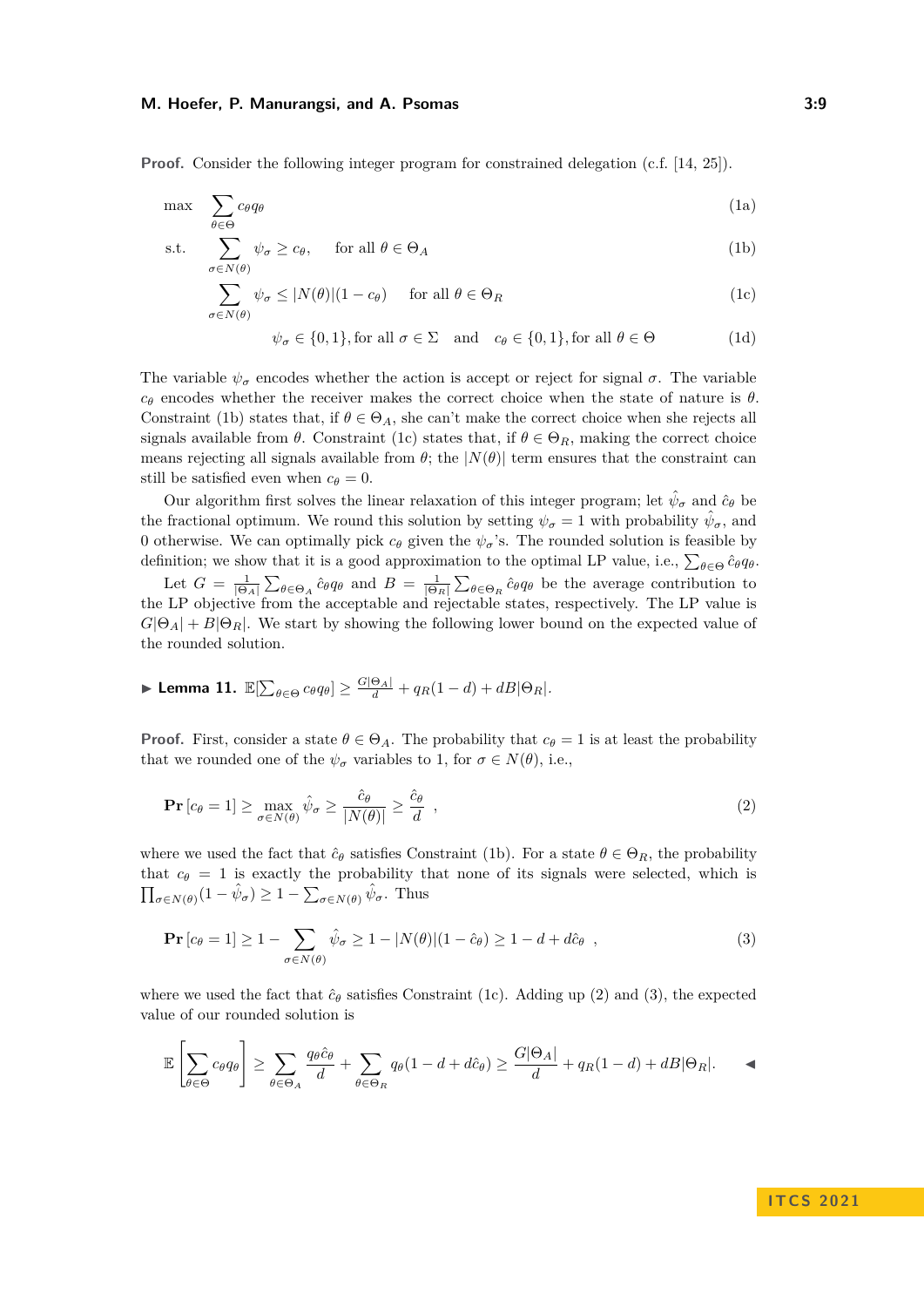**Proof.** Consider the following integer program for constrained delegation (c.f. [14, 25]).

$$\max \quad \sum_{\theta \in \Theta} c_\theta q_\theta \tag{1a}$$

$$\text{s.t.} \quad \sum_{\sigma \in N(\theta)} \psi_\sigma \geq c_\theta, \quad \text{for all } \theta \in \Theta_A \tag{1b}$$

$$\sum_{\sigma \in N(\theta)} \psi_\sigma \leq |N(\theta)|(1 - c_\theta) \quad \text{for all } \theta \in \Theta_R \tag{1c}$$

$$\psi_\sigma \in \{0,1\}, \text{for all } \sigma \in \Sigma \quad \text{and} \quad c_\theta \in \{0,1\}, \text{for all } \theta \in \Theta \tag{1d}$$

The variable $\psi_\sigma$ encodes whether the action is accept or reject for signal $\sigma$. The variable $c_\theta$ encodes whether the receiver makes the correct choice when the state of nature is $\theta$. Constraint (1b) states that, if $\theta \in \Theta_A$, she can't make the correct choice when she rejects all signals available from $\theta$. Constraint (1c) states that, if $\theta \in \Theta_R$, making the correct choice means rejecting all signals available from $\theta$; the $|N(\theta)|$ term ensures that the constraint can still be satisfied even when $c_\theta = 0$.

Our algorithm first solves the linear relaxation of this integer program; let $\hat{\psi}_\sigma$ and $\hat{c}_\theta$ be the fractional optimum. We round this solution by setting $\psi_\sigma = 1$ with probability $\hat{\psi}_\sigma$, and 0 otherwise. We can optimally pick $c_\theta$ given the $\psi_\sigma$'s. The rounded solution is feasible by definition; we show that it is a good approximation to the optimal LP value, i.e., $\sum_{\theta \in \Theta} \hat{c}_\theta q_\theta$.

Let $G = \frac{1}{|\Theta_A|} \sum_{\theta \in \Theta_A} \hat{c}_\theta q_\theta$ and $B = \frac{1}{|\Theta_R|} \sum_{\theta \in \Theta_R} \hat{c}_\theta q_\theta$ be the average contribution to the LP objective from the acceptable and rejectable states, respectively. The LP value is $G|\Theta_A| + B|\Theta_R|$. We start by showing the following lower bound on the expected value of the rounded solution.

▶ **Lemma 11.** $\mathbb{E}[\sum_{\theta \in \Theta} c_\theta q_\theta] \geq \frac{G|\Theta_A|}{d} + q_R(1-d) + dB|\Theta_R|$.

**Proof.** First, consider a state $\theta \in \Theta_A$. The probability that $c_\theta = 1$ is at least the probability that we rounded one of the $\psi_\sigma$ variables to 1, for $\sigma \in N(\theta)$, i.e.,

$$\mathbf{Pr}[c_\theta = 1] \geq \max_{\sigma \in N(\theta)} \hat{\psi}_\sigma \geq \frac{\hat{c}_\theta}{|N(\theta)|} \geq \frac{\hat{c}_\theta}{d} \ , \tag{2}$$

where we used the fact that $\hat{c}_\theta$ satisfies Constraint (1b). For a state $\theta \in \Theta_R$, the probability that $c_\theta = 1$ is exactly the probability that none of its signals were selected, which is $\prod_{\sigma \in N(\theta)}(1 - \hat{\psi}_\sigma) \geq 1 - \sum_{\sigma \in N(\theta)} \hat{\psi}_\sigma$. Thus

$$\mathbf{Pr}[c_\theta = 1] \geq 1 - \sum_{\sigma \in N(\theta)} \hat{\psi}_\sigma \geq 1 - |N(\theta)|(1 - \hat{c}_\theta) \geq 1 - d + d\hat{c}_\theta \ , \tag{3}$$

where we used the fact that $\hat{c}_\theta$ satisfies Constraint (1c). Adding up (2) and (3), the expected value of our rounded solution is

$$\mathbb{E}\left[\sum_{\theta \in \Theta} c_\theta q_\theta\right] \geq \sum_{\theta \in \Theta_A} \frac{q_\theta \hat{c}_\theta}{d} + \sum_{\theta \in \Theta_R} q_\theta(1 - d + d\hat{c}_\theta) \geq \frac{G|\Theta_A|}{d} + q_R(1-d) + dB|\Theta_R|. \qquad ◀$$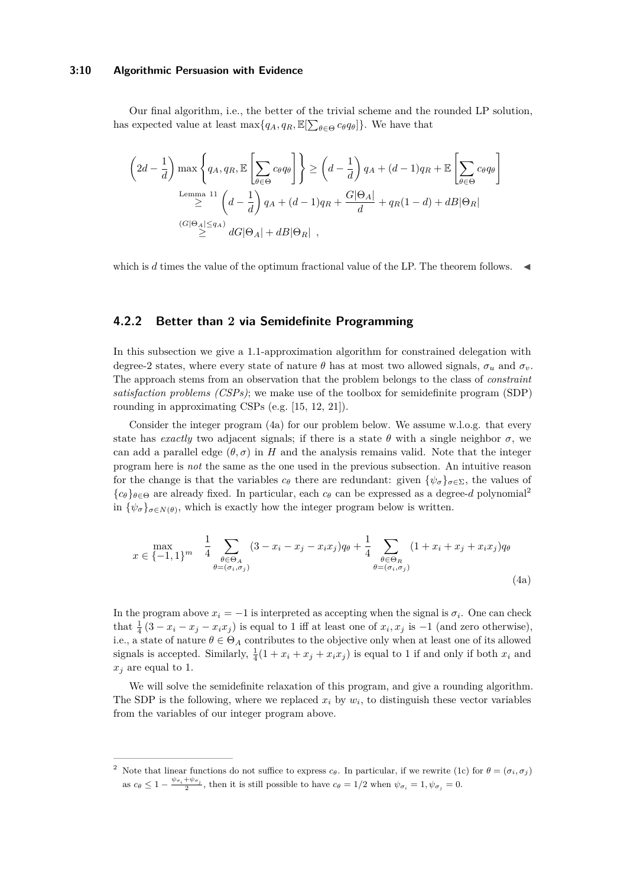Our final algorithm, i.e., the better of the trivial scheme and the rounded LP solution, has expected value at least $\max\{q_A, q_R, \mathbb{E}[\sum_{\theta\in\Theta} c_\theta q_\theta]\}$. We have that

$$
\begin{aligned}
\left(2d - \frac{1}{d}\right) \max\left\{q_A, q_R, \mathbb{E}\left[\sum_{\theta\in\Theta} c_\theta q_\theta\right]\right\} &\geq \left(d - \frac{1}{d}\right) q_A + (d-1) q_R + \mathbb{E}\left[\sum_{\theta\in\Theta} c_\theta q_\theta\right] \\
&\overset{\text{Lemma 11}}{\geq} \left(d - \frac{1}{d}\right) q_A + (d-1) q_R + \frac{G|\Theta_A|}{d} + q_R(1-d) + dB|\Theta_R| \\
&\overset{(G|\Theta_A| \leq q_A)}{\geq} dG|\Theta_A| + dB|\Theta_R| \ ,
\end{aligned}
$$

which is $d$ times the value of the optimum fractional value of the LP. The theorem follows. ◀

### 4.2.2 Better than 2 via Semidefinite Programming

In this subsection we give a 1.1-approximation algorithm for constrained delegation with degree-2 states, where every state of nature $\theta$ has at most two allowed signals, $\sigma_u$ and $\sigma_v$. The approach stems from an observation that the problem belongs to the class of *constraint satisfaction problems (CSPs)*; we make use of the toolbox for semidefinite program (SDP) rounding in approximating CSPs (e.g. [15, 12, 21]).

Consider the integer program (4a) for our problem below. We assume w.l.o.g. that every state has *exactly* two adjacent signals; if there is a state $\theta$ with a single neighbor $\sigma$, we can add a parallel edge $(\theta, \sigma)$ in $H$ and the analysis remains valid. Note that the integer program here is *not* the same as the one used in the previous subsection. An intuitive reason for the change is that the variables $c_\theta$ there are redundant: given $\{\psi_\sigma\}_{\sigma\in\Sigma}$, the values of $\{c_\theta\}_{\theta\in\Theta}$ are already fixed. In particular, each $c_\theta$ can be expressed as a degree-$d$ polynomial[2] in $\{\psi_\sigma\}_{\sigma\in N(\theta)}$, which is exactly how the integer program below is written.

$$
\max_{x\in\{-1,1\}^m} \quad \frac{1}{4}\sum_{\substack{\theta\in\Theta_A \\ \theta=(\sigma_i,\sigma_j)}} (3 - x_i - x_j - x_i x_j) q_\theta + \frac{1}{4}\sum_{\substack{\theta\in\Theta_R \\ \theta=(\sigma_i,\sigma_j)}} (1 + x_i + x_j + x_i x_j) q_\theta \tag{4a}
$$

In the program above $x_i = -1$ is interpreted as accepting when the signal is $\sigma_i$. One can check that $\frac{1}{4}(3 - x_i - x_j - x_i x_j)$ is equal to 1 iff at least one of $x_i, x_j$ is $-1$ (and zero otherwise), i.e., a state of nature $\theta \in \Theta_A$ contributes to the objective only when at least one of its allowed signals is accepted. Similarly, $\frac{1}{4}(1 + x_i + x_j + x_i x_j)$ is equal to 1 if and only if both $x_i$ and $x_j$ are equal to 1.

We will solve the semidefinite relaxation of this program, and give a rounding algorithm. The SDP is the following, where we replaced $x_i$ by $w_i$, to distinguish these vector variables from the variables of our integer program above.

[2] Note that linear functions do not suffice to express $c_\theta$. In particular, if we rewrite (1c) for $\theta = (\sigma_i, \sigma_j)$ as $c_\theta \leq 1 - \frac{\psi_{\sigma_i}+\psi_{\sigma_j}}{2}$, then it is still possible to have $c_\theta = 1/2$ when $\psi_{\sigma_i} = 1, \psi_{\sigma_j} = 0$.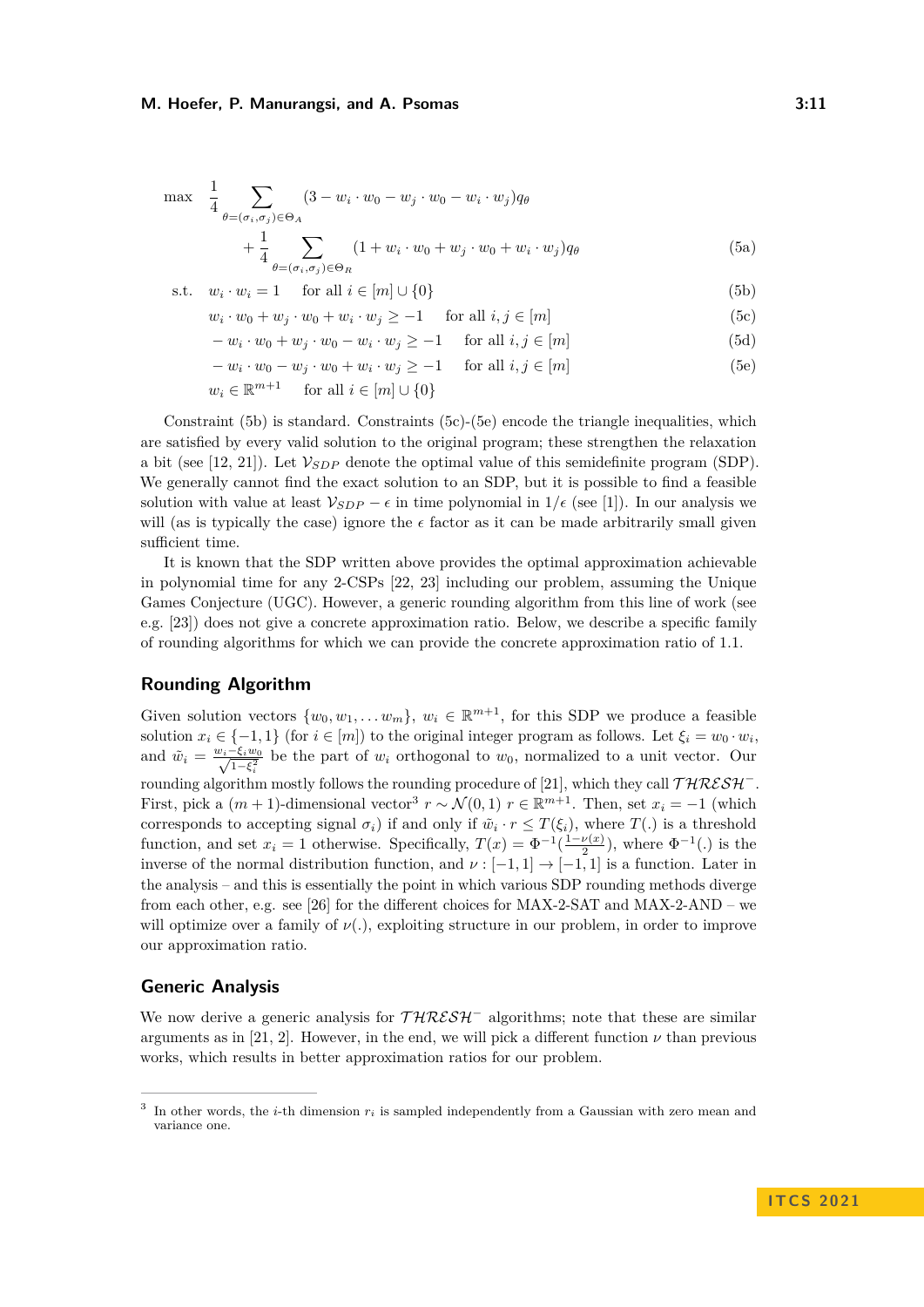$$
\begin{aligned}
\max \quad & \frac{1}{4} \sum_{\theta=(\sigma_i,\sigma_j)\in\Theta_A} (3 - w_i \cdot w_0 - w_j \cdot w_0 - w_i \cdot w_j) q_\theta \\
& + \frac{1}{4} \sum_{\theta=(\sigma_i,\sigma_j)\in\Theta_R} (1 + w_i \cdot w_0 + w_j \cdot w_0 + w_i \cdot w_j) q_\theta \qquad \text{(5a)}
\end{aligned}
$$

$$
\begin{aligned}
\text{s.t.} \quad & w_i \cdot w_i = 1 \quad \text{for all } i \in [m] \cup \{0\} && \text{(5b)} \\
& w_i \cdot w_0 + w_j \cdot w_0 + w_i \cdot w_j \geq -1 \quad \text{for all } i,j \in [m] && \text{(5c)} \\
& -w_i \cdot w_0 + w_j \cdot w_0 - w_i \cdot w_j \geq -1 \quad \text{for all } i,j \in [m] && \text{(5d)} \\
& -w_i \cdot w_0 - w_j \cdot w_0 + w_i \cdot w_j \geq -1 \quad \text{for all } i,j \in [m] && \text{(5e)} \\
& w_i \in \mathbb{R}^{m+1} \quad \text{for all } i \in [m] \cup \{0\}
\end{aligned}
$$

Constraint (5b) is standard. Constraints (5c)-(5e) encode the triangle inequalities, which are satisfied by every valid solution to the original integer program; these strengthen the relaxation a bit (see [12, 21]). Let $\mathcal{V}_{SDP}$ denote the optimal value of this semidefinite program (SDP). We generally cannot find the exact solution to an SDP, but it is possible to find a feasible solution with value at least $\mathcal{V}_{SDP} - \epsilon$ in time polynomial in $1/\epsilon$ (see [1]). In our analysis we will (as is typically the case) ignore the $\epsilon$ factor as it can be made arbitrarily small given sufficient time.

It is known that the SDP written above provides the optimal approximation achievable in polynomial time for any 2-CSPs [22, 23] including our problem, assuming the Unique Games Conjecture (UGC). However, a generic rounding algorithm from this line of work (see e.g. [23]) does not give a concrete approximation ratio. Below, we describe a specific family of rounding algorithms for which we can provide the concrete approximation ratio of 1.1.

## Rounding Algorithm

Given solution vectors $\{w_0, w_1, \dots w_m\}$, $w_i \in \mathbb{R}^{m+1}$, for this SDP we produce a feasible solution $x_i \in \{-1, 1\}$ (for $i \in [m]$) to the original integer program as follows. Let $\xi_i = w_0 \cdot w_i$, and $\tilde{w}_i = \frac{w_i - \xi_i w_0}{\sqrt{1-\xi_i^2}}$ be the part of $w_i$ orthogonal to $w_0$, normalized to a unit vector. Our rounding algorithm mostly follows the rounding procedure of [21], which they call $\mathcal{THRESH}^-$. First, pick a $(m+1)$-dimensional vector[3] $r \sim \mathcal{N}(0,1)$ $r \in \mathbb{R}^{m+1}$. Then, set $x_i = -1$ (which corresponds to accepting signal $\sigma_i$) if and only if $\tilde{w}_i \cdot r \leq T(\xi_i)$, where $T(.)$ is a threshold function, and set $x_i = 1$ otherwise. Specifically, $T(x) = \Phi^{-1}(\frac{1-\nu(x)}{2})$, where $\Phi^{-1}(.)$ is the inverse of the normal distribution function, and $\nu : [-1, 1] \to [-1, 1]$ is a function. Later in the analysis – and this is essentially the point in which various SDP rounding methods diverge from each other, e.g. see [26] for the different choices for MAX-2-SAT and MAX-2-AND – we will optimize over a family of $\nu(.)$, exploiting structure in our problem, in order to improve our approximation ratio.

## Generic Analysis

We now derive a generic analysis for $\mathcal{THRESH}^-$ algorithms; note that these are similar arguments as in [21, 2]. However, in the end, we will pick a different function $\nu$ than previous works, which results in better approximation ratios for our problem.

[3] In other words, the $i$-th dimension $r_i$ is sampled independently from a Gaussian with zero mean and variance one.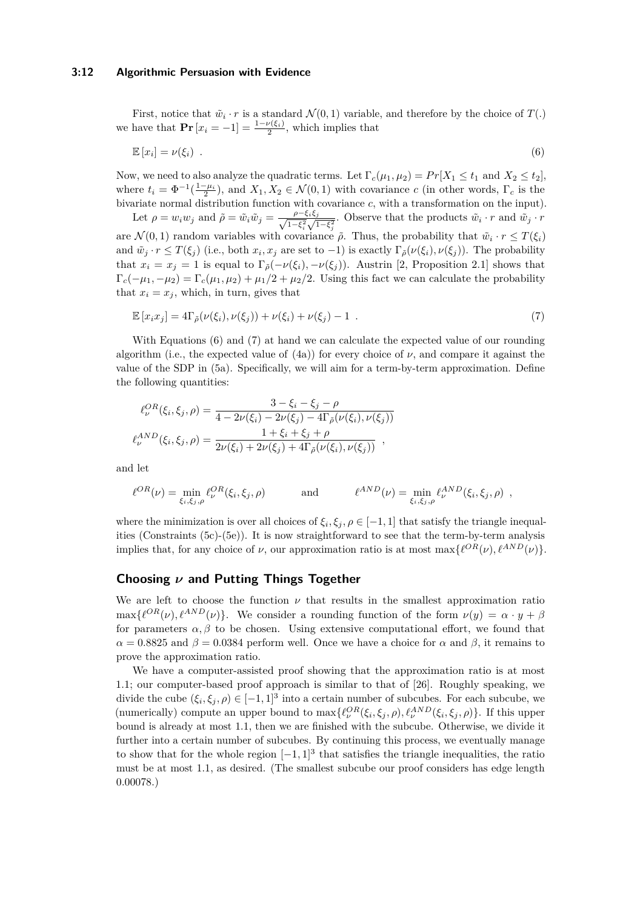First, notice that $\tilde{w}_i \cdot r$ is a standard $\mathcal{N}(0,1)$ variable, and therefore by the choice of $T(.)$ we have that $\mathbf{Pr}[x_i = -1] = \frac{1-\nu(\xi_i)}{2}$, which implies that

$$\mathbb{E}[x_i] = \nu(\xi_i) \ . \tag{6}$$

Now, we need to also analyze the quadratic terms. Let $\Gamma_c(\mu_1, \mu_2) = Pr[X_1 \leq t_1 \text{ and } X_2 \leq t_2]$, where $t_i = \Phi^{-1}(\frac{1-\mu_i}{2})$, and $X_1, X_2 \in \mathcal{N}(0,1)$ with covariance $c$ (in other words, $\Gamma_c$ is the bivariate normal distribution function with covariance $c$, with a transformation on the input).

Let $\rho = w_i w_j$ and $\tilde{\rho} = \tilde{w}_i \tilde{w}_j = \frac{\rho - \xi_i \xi_j}{\sqrt{1-\xi_i^2}\sqrt{1-\xi_j^2}}$. Observe that the products $\tilde{w}_i \cdot r$ and $\tilde{w}_j \cdot r$ are $\mathcal{N}(0,1)$ random variables with covariance $\tilde{\rho}$. Thus, the probability that $\tilde{w}_i \cdot r \leq T(\xi_i)$ and $\tilde{w}_j \cdot r \leq T(\xi_j)$ (i.e., both $x_i, x_j$ are set to $-1$) is exactly $\Gamma_{\tilde{\rho}}(\nu(\xi_i), \nu(\xi_j))$. The probability that $x_i = x_j = 1$ is equal to $\Gamma_{\tilde{\rho}}(-\nu(\xi_i), -\nu(\xi_j))$. Austrin [2, Proposition 2.1] shows that $\Gamma_c(-\mu_1, -\mu_2) = \Gamma_c(\mu_1, \mu_2) + \mu_1/2 + \mu_2/2$. Using this fact we can calculate the probability that $x_i = x_j$, which, in turn, gives that

$$\mathbb{E}[x_i x_j] = 4\Gamma_{\tilde{\rho}}(\nu(\xi_i), \nu(\xi_j)) + \nu(\xi_i) + \nu(\xi_j) - 1 \ . \tag{7}$$

With Equations (6) and (7) at hand we can calculate the expected value of our rounding algorithm (i.e., the expected value of (4a)) for every choice of $\nu$, and compare it against the value of the SDP in (5a). Specifically, we will aim for a term-by-term approximation. Define the following quantities:

$$\ell_\nu^{OR}(\xi_i, \xi_j, \rho) = \frac{3 - \xi_i - \xi_j - \rho}{4 - 2\nu(\xi_i) - 2\nu(\xi_j) - 4\Gamma_{\tilde{\rho}}(\nu(\xi_i), \nu(\xi_j))}$$

$$\ell_\nu^{AND}(\xi_i, \xi_j, \rho) = \frac{1 + \xi_i + \xi_j + \rho}{2\nu(\xi_i) + 2\nu(\xi_j) + 4\Gamma_{\tilde{\rho}}(\nu(\xi_i), \nu(\xi_j))} \ ,$$

and let

$$\ell^{OR}(\nu) = \min_{\xi_i, \xi_j, \rho} \ell_\nu^{OR}(\xi_i, \xi_j, \rho) \qquad \text{and} \qquad \ell^{AND}(\nu) = \min_{\xi_i, \xi_j, \rho} \ell_\nu^{AND}(\xi_i, \xi_j, \rho) \ ,$$

where the minimization is over all choices of $\xi_i, \xi_j, \rho \in [-1, 1]$ that satisfy the triangle inequalities (Constraints (5c)-(5e)). It is now straightforward to see that the term-by-term analysis implies that, for any choice of $\nu$, our approximation ratio is at most $\max\{\ell^{OR}(\nu), \ell^{AND}(\nu)\}$.

## Choosing $\nu$ and Putting Things Together

We are left to choose the function $\nu$ that results in the smallest approximation ratio $\max\{\ell^{OR}(\nu), \ell^{AND}(\nu)\}$. We consider a rounding function of the form $\nu(y) = \alpha \cdot y + \beta$ for parameters $\alpha, \beta$ to be chosen. Using extensive computational effort, we found that $\alpha = 0.8825$ and $\beta = 0.0384$ perform well. Once we have a choice for $\alpha$ and $\beta$, it remains to prove the approximation ratio.

We have a computer-assisted proof showing that the approximation ratio is at most 1.1; our computer-based proof approach is similar to that of [26]. Roughly speaking, we divide the cube $(\xi_i, \xi_j, \rho) \in [-1, 1]^3$ into a certain number of subcubes. For each subcube, we (numerically) compute an upper bound to $\max\{\ell_\nu^{OR}(\xi_i, \xi_j, \rho), \ell_\nu^{AND}(\xi_i, \xi_j, \rho)\}$. If this upper bound is already at most 1.1, then we are finished with the subcube. Otherwise, we divide it further into a certain number of subcubes. By continuing this process, we eventually manage to show that for the whole region $[-1, 1]^3$ that satisfies the triangle inequalities, the ratio must be at most 1.1, as desired. (The smallest subcube our proof considers has edge length 0.00078.)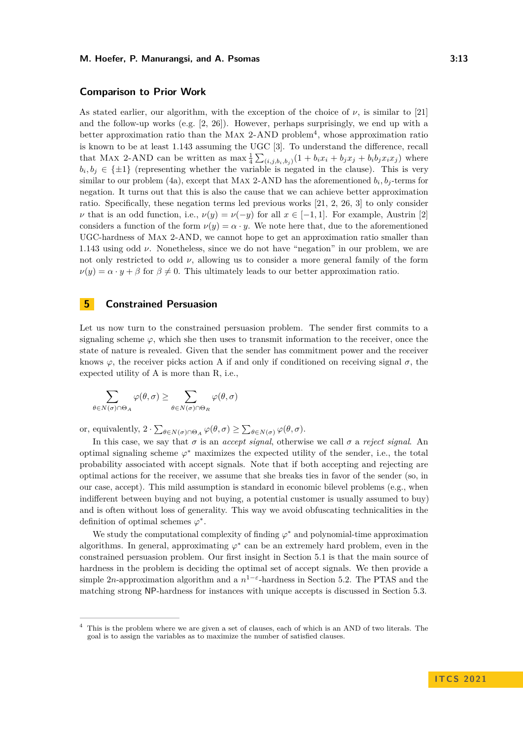### Comparison to Prior Work

As stated earlier, our algorithm, with the exception of the choice of $\nu$, is similar to [21] and the follow-up works (e.g. [2, 26]). However, perhaps surprisingly, we end up with a better approximation ratio than the Max 2-AND problem[4], whose approximation ratio is known to be at least 1.143 assuming the UGC [3]. To understand the difference, recall that Max 2-AND can be written as $\max \frac{1}{4} \sum_{(i,j,b_i,b_j)} (1 + b_i x_i + b_j x_j + b_i b_j x_i x_j)$ where $b_i, b_j \in \{\pm 1\}$ (representing whether the variable is negated in the clause). This is very similar to our problem (4a), except that Max 2-AND has the aforementioned $b_i, b_j$-terms for negation. It turns out that this is also the cause that we can achieve better approximation ratio. Specifically, these negation terms led previous works [21, 2, 26, 3] to only consider $\nu$ that is an odd function, i.e., $\nu(y) = \nu(-y)$ for all $x \in [-1, 1]$. For example, Austrin [2] considers a function of the form $\nu(y) = \alpha \cdot y$. We note here that, due to the aforementioned UGC-hardness of Max 2-AND, we cannot hope to get an approximation ratio smaller than 1.143 using odd $\nu$. Nonetheless, since we do not have "negation" in our problem, we are not only restricted to odd $\nu$, allowing us to consider a more general family of the form $\nu(y) = \alpha \cdot y + \beta$ for $\beta \neq 0$. This ultimately leads to our better approximation ratio.

## 5 Constrained Persuasion

Let us now turn to the constrained persuasion problem. The sender first commits to a signaling scheme $\varphi$, which she then uses to transmit information to the receiver, once the state of nature is revealed. Given that the sender has commitment power and the receiver knows $\varphi$, the receiver picks action A if and only if conditioned on receiving signal $\sigma$, the expected utility of A is more than R, i.e.,

$$\sum_{\theta \in N(\sigma) \cap \Theta_A} \varphi(\theta, \sigma) \geq \sum_{\theta \in N(\sigma) \cap \Theta_R} \varphi(\theta, \sigma)$$

or, equivalently, $2 \cdot \sum_{\theta \in N(\sigma) \cap \Theta_A} \varphi(\theta, \sigma) \geq \sum_{\theta \in N(\sigma)} \varphi(\theta, \sigma)$.

In this case, we say that $\sigma$ is an *accept signal*, otherwise we call $\sigma$ a *reject signal*. An optimal signaling scheme $\varphi^*$ maximizes the expected utility of the sender, i.e., the total probability associated with accept signals. Note that if both accepting and rejecting are optimal actions for the receiver, we assume that she breaks ties in favor of the sender (so, in our case, accept). This mild assumption is standard in economic bilevel problems (e.g., when indifferent between buying and not buying, a potential customer is usually assumed to buy) and is often without loss of generality. This way we avoid obfuscating technicalities in the definition of optimal schemes $\varphi^*$.

We study the computational complexity of finding $\varphi^*$ and polynomial-time approximation algorithms. In general, approximating $\varphi^*$ can be an extremely hard problem, even in the constrained persuasion problem. Our first insight in Section 5.1 is that the main source of hardness in the problem is deciding the optimal set of accept signals. We then provide a simple $2n$-approximation algorithm and a $n^{1-\varepsilon}$-hardness in Section 5.2. The PTAS and the matching strong NP-hardness for instances with unique accepts is discussed in Section 5.3.

[4] This is the problem where we are given a set of clauses, each of which is an AND of two literals. The goal is to assign the variables as to maximize the number of satisfied clauses.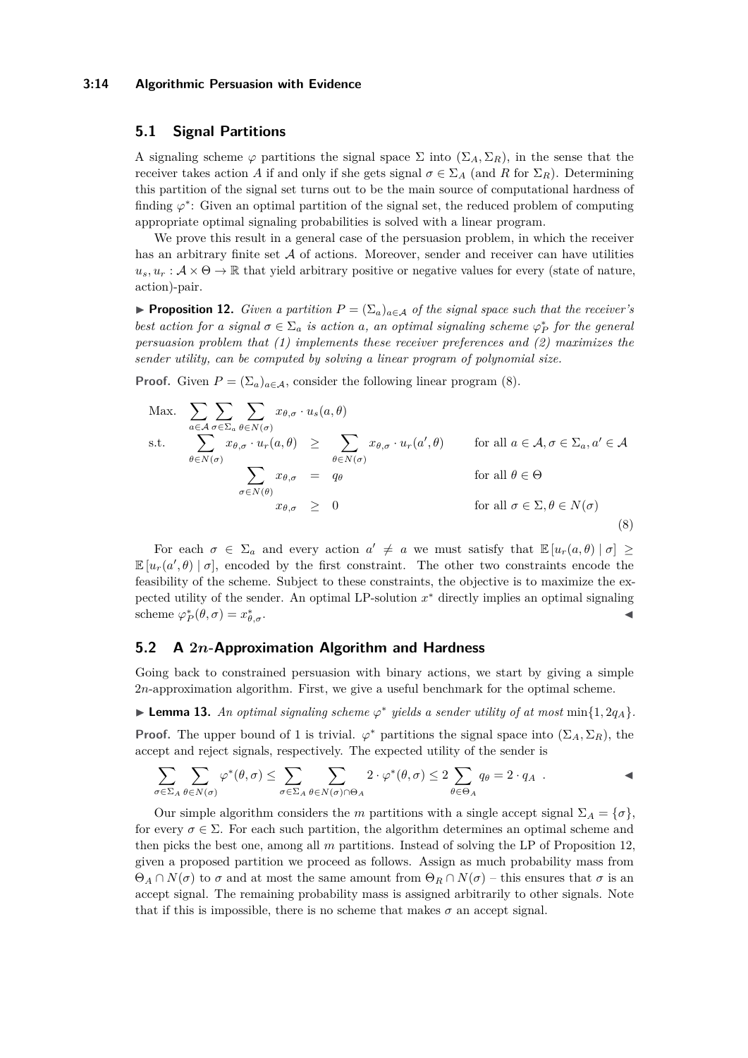## 5.1 Signal Partitions

A signaling scheme $\varphi$ partitions the signal space $\Sigma$ into $(\Sigma_A, \Sigma_R)$, in the sense that the receiver takes action $A$ if and only if she gets signal $\sigma \in \Sigma_A$ (and $R$ for $\Sigma_R$). Determining this partition of the signal set turns out to be the main source of computational hardness of finding $\varphi^*$: Given an optimal partition of the signal set, the reduced problem of computing appropriate optimal signaling probabilities is solved with a linear program.

We prove this result in a general case of the persuasion problem, in which the receiver has an arbitrary finite set $\mathcal{A}$ of actions. Moreover, sender and receiver can have utilities $u_s, u_r : \mathcal{A} \times \Theta \to \mathbb{R}$ that yield arbitrary positive or negative values for every (state of nature, action)-pair.

▶ **Proposition 12.** *Given a partition $P = (\Sigma_a)_{a\in\mathcal{A}}$ of the signal space such that the receiver's best action for a signal $\sigma \in \Sigma_a$ is action $a$, an optimal signaling scheme $\varphi^*_P$ for the general persuasion problem that (1) implements these receiver preferences and (2) maximizes the sender utility, can be computed by solving a linear program of polynomial size.*

**Proof.** Given $P = (\Sigma_a)_{a\in\mathcal{A}}$, consider the following linear program (8).

$$
\begin{array}{llcll}
\text{Max.} & \displaystyle\sum_{a\in\mathcal{A}}\sum_{\sigma\in\Sigma_a}\sum_{\theta\in N(\sigma)} x_{\theta,\sigma}\cdot u_s(a,\theta) & & & \\
\text{s.t.} & \displaystyle\sum_{\theta\in N(\sigma)} x_{\theta,\sigma}\cdot u_r(a,\theta) & \geq & \displaystyle\sum_{\theta\in N(\sigma)} x_{\theta,\sigma}\cdot u_r(a',\theta) & \text{for all } a\in\mathcal{A}, \sigma\in\Sigma_a, a'\in\mathcal{A} \\
& \displaystyle\sum_{\sigma\in N(\theta)} x_{\theta,\sigma} & = & q_\theta & \text{for all } \theta\in\Theta \\
& x_{\theta,\sigma} & \geq & 0 & \text{for all } \sigma\in\Sigma, \theta\in N(\sigma)
\end{array}
\tag{8}
$$

For each $\sigma \in \Sigma_a$ and every action $a' \neq a$ we must satisfy that $\mathbb{E}[u_r(a,\theta) \mid \sigma] \geq \mathbb{E}[u_r(a',\theta) \mid \sigma]$, encoded by the first constraint. The other two constraints encode the feasibility of the scheme. Subject to these constraints, the objective is to maximize the expected utility of the sender. An optimal LP-solution $x^*$ directly implies an optimal signaling scheme $\varphi^*_P(\theta,\sigma) = x^*_{\theta,\sigma}$. ◀

## 5.2 A $2n$-Approximation Algorithm and Hardness

Going back to constrained persuasion with binary actions, we start by giving a simple $2n$-approximation algorithm. First, we give a useful benchmark for the optimal scheme.

▶ **Lemma 13.** *An optimal signaling scheme $\varphi^*$ yields a sender utility of at most $\min\{1, 2q_A\}$.*

**Proof.** The upper bound of 1 is trivial. $\varphi^*$ partitions the signal space into $(\Sigma_A, \Sigma_R)$, the accept and reject signals, respectively. The expected utility of the sender is

$$\sum_{\sigma\in\Sigma_A}\sum_{\theta\in N(\sigma)} \varphi^*(\theta,\sigma) \leq \sum_{\sigma\in\Sigma_A}\sum_{\theta\in N(\sigma)\cap\Theta_A} 2\cdot\varphi^*(\theta,\sigma) \leq 2\sum_{\theta\in\Theta_A} q_\theta = 2\cdot q_A \ . \qquad ◀$$

Our simple algorithm considers the $m$ partitions with a single accept signal $\Sigma_A = \{\sigma\}$, for every $\sigma \in \Sigma$. For each such partition, the algorithm determines an optimal scheme and then picks the best one, among all $m$ partitions. Instead of solving the LP of Proposition 12, given a proposed partition we proceed as follows. Assign as much probability mass from $\Theta_A \cap N(\sigma)$ to $\sigma$ and at most the same amount from $\Theta_R \cap N(\sigma)$ – this ensures that $\sigma$ is an accept signal. The remaining probability mass is assigned arbitrarily to other signals. Note that if this is impossible, there is no scheme that makes $\sigma$ an accept signal.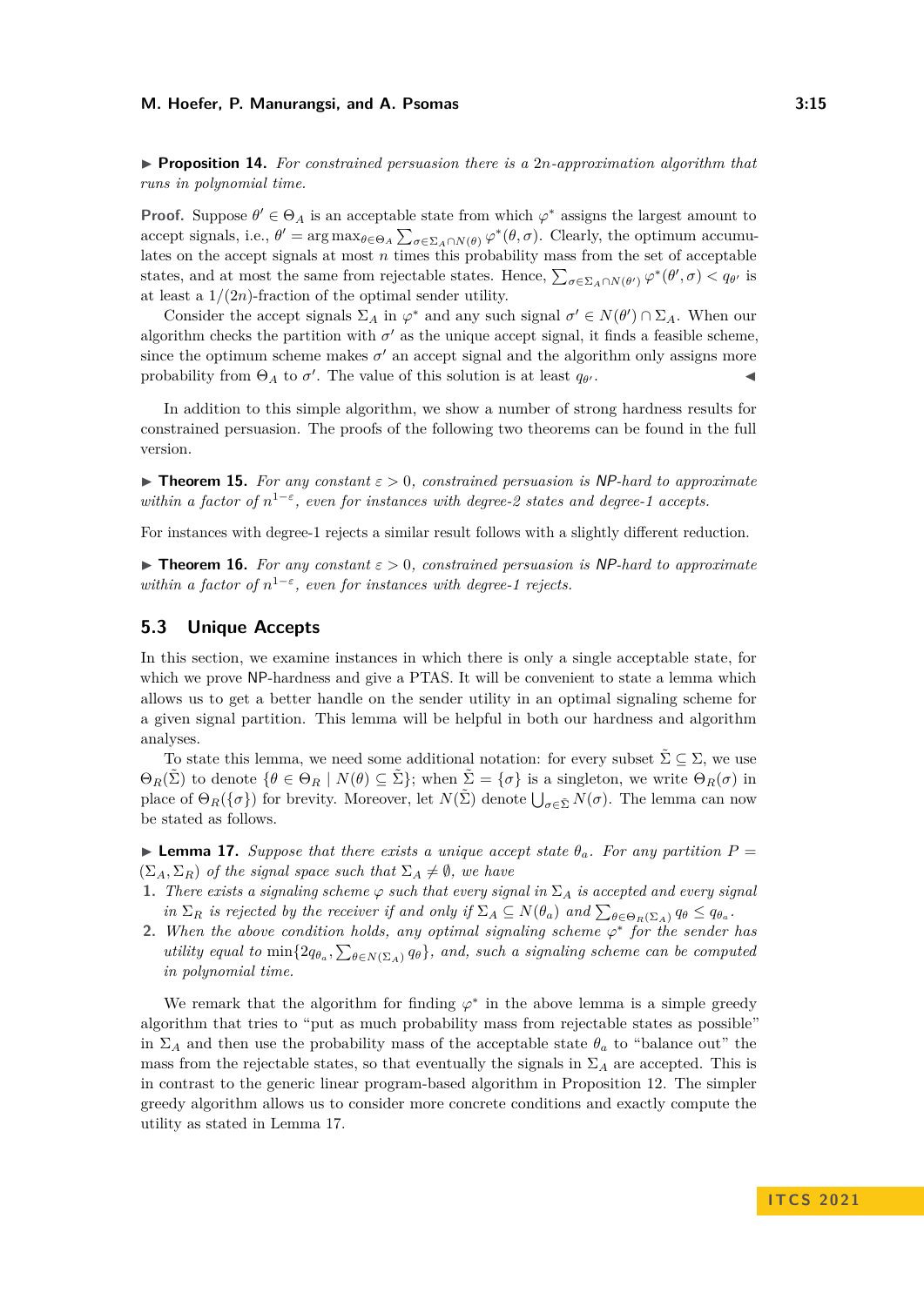▶ **Proposition 14.** *For constrained persuasion there is a $2n$-approximation algorithm that runs in polynomial time.*

**Proof.** Suppose $\theta' \in \Theta_A$ is an acceptable state from which $\varphi^*$ assigns the largest amount to accept signals, i.e., $\theta' = \arg\max_{\theta \in \Theta_A} \sum_{\sigma \in \Sigma_A \cap N(\theta)} \varphi^*(\theta, \sigma)$. Clearly, the optimum accumulates on the accept signals at most $n$ times this probability mass from the set of acceptable states, and at most the same from rejectable states. Hence, $\sum_{\sigma \in \Sigma_A \cap N(\theta')} \varphi^*(\theta', \sigma) < q_{\theta'}$ is at least a $1/(2n)$-fraction of the optimal sender utility.

Consider the accept signals $\Sigma_A$ in $\varphi^*$ and any such signal $\sigma' \in N(\theta') \cap \Sigma_A$. When our algorithm checks the partition with $\sigma'$ as the unique accept signal, it finds a feasible scheme, since the optimum scheme makes $\sigma'$ an accept signal and the algorithm only assigns more probability from $\Theta_A$ to $\sigma'$. The value of this solution is at least $q_{\theta'}$. ◀

In addition to this simple algorithm, we show a number of strong hardness results for constrained persuasion. The proofs of the following two theorems can be found in the full version.

▶ **Theorem 15.** *For any constant $\varepsilon > 0$, constrained persuasion is* NP*-hard to approximate within a factor of $n^{1-\varepsilon}$, even for instances with degree-2 states and degree-1 accepts.*

For instances with degree-1 rejects a similar result follows with a slightly different reduction.

▶ **Theorem 16.** *For any constant $\varepsilon > 0$, constrained persuasion is* NP*-hard to approximate within a factor of $n^{1-\varepsilon}$, even for instances with degree-1 rejects.*

## 5.3 Unique Accepts

In this section, we examine instances in which there is only a single acceptable state, for which we prove NP-hardness and give a PTAS. It will be convenient to state a lemma which allows us to get a better handle on the sender utility in an optimal signaling scheme for a given signal partition. This lemma will be helpful in both our hardness and algorithm analyses.

To state this lemma, we need some additional notation: for every subset $\tilde{\Sigma} \subseteq \Sigma$, we use $\Theta_R(\tilde{\Sigma})$ to denote $\{\theta \in \Theta_R \mid N(\theta) \subseteq \tilde{\Sigma}\}$; when $\tilde{\Sigma} = \{\sigma\}$ is a singleton, we write $\Theta_R(\sigma)$ in place of $\Theta_R(\{\sigma\})$ for brevity. Moreover, let $N(\tilde{\Sigma})$ denote $\bigcup_{\sigma \in \tilde{\Sigma}} N(\sigma)$. The lemma can now be stated as follows.

▶ **Lemma 17.** *Suppose that there exists a unique accept state $\theta_a$. For any partition $P = (\Sigma_A, \Sigma_R)$ of the signal space such that $\Sigma_A \neq \emptyset$, we have*

1. *There exists a signaling scheme $\varphi$ such that every signal in $\Sigma_A$ is accepted and every signal in $\Sigma_R$ is rejected by the receiver if and only if $\Sigma_A \subseteq N(\theta_a)$ and $\sum_{\theta \in \Theta_R(\Sigma_A)} q_\theta \leq q_{\theta_a}$.*
2. *When the above condition holds, any optimal signaling scheme $\varphi^*$ for the sender has utility equal to $\min\{2q_{\theta_a}, \sum_{\theta \in N(\Sigma_A)} q_\theta\}$, and, such a signaling scheme can be computed in polynomial time.*

We remark that the algorithm for finding $\varphi^*$ in the above lemma is a simple greedy algorithm that tries to "put as much probability mass from rejectable states as possible" in $\Sigma_A$ and then use the probability mass of the acceptable state $\theta_a$ to "balance out" the mass from the rejectable states, so that eventually the signals in $\Sigma_A$ are accepted. This is in contrast to the generic linear program-based algorithm in Proposition 12. The simpler greedy algorithm allows us to consider more concrete conditions and exactly compute the utility as stated in Lemma 17.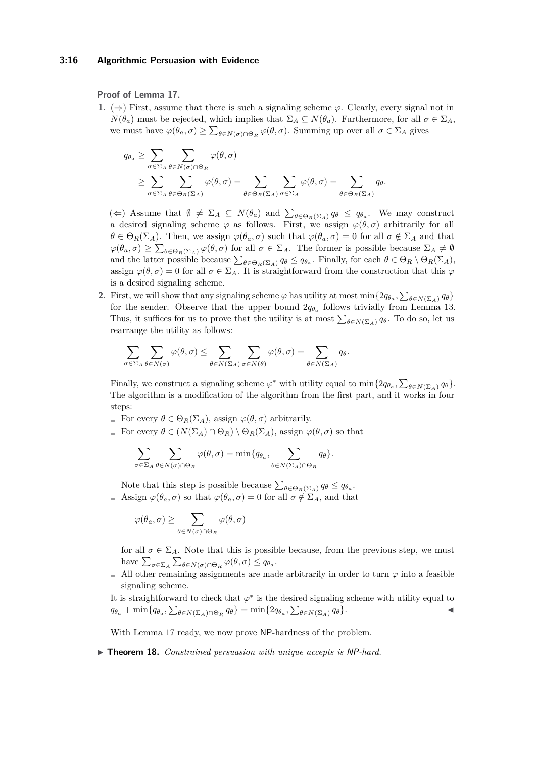**Proof of Lemma 17.**

1. ($\Rightarrow$) First, assume that there is such a signaling scheme $\varphi$. Clearly, every signal not in $N(\theta_a)$ must be rejected, which implies that $\Sigma_A \subseteq N(\theta_a)$. Furthermore, for all $\sigma \in \Sigma_A$, we must have $\varphi(\theta_a, \sigma) \geq \sum_{\theta \in N(\sigma) \cap \Theta_R} \varphi(\theta, \sigma)$. Summing up over all $\sigma \in \Sigma_A$ gives

$$
\begin{aligned}
q_{\theta_a} &\geq \sum_{\sigma \in \Sigma_A} \sum_{\theta \in N(\sigma) \cap \Theta_R} \varphi(\theta, \sigma) \\
&\geq \sum_{\sigma \in \Sigma_A} \sum_{\theta \in \Theta_R(\Sigma_A)} \varphi(\theta, \sigma) = \sum_{\theta \in \Theta_R(\Sigma_A)} \sum_{\sigma \in \Sigma_A} \varphi(\theta, \sigma) = \sum_{\theta \in \Theta_R(\Sigma_A)} q_\theta.
\end{aligned}
$$

($\Leftarrow$) Assume that $\emptyset \neq \Sigma_A \subseteq N(\theta_a)$ and $\sum_{\theta \in \Theta_R(\Sigma_A)} q_\theta \leq q_{\theta_a}$. We may construct a desired signaling scheme $\varphi$ as follows. First, we assign $\varphi(\theta, \sigma)$ arbitrarily for all $\theta \in \Theta_R(\Sigma_A)$. Then, we assign $\varphi(\theta_a, \sigma)$ such that $\varphi(\theta_a, \sigma) = 0$ for all $\sigma \notin \Sigma_A$ and that $\varphi(\theta_a, \sigma) \geq \sum_{\theta \in \Theta_R(\Sigma_A)} \varphi(\theta, \sigma)$ for all $\sigma \in \Sigma_A$. The former is possible because $\Sigma_A \neq \emptyset$ and the latter possible because $\sum_{\theta \in \Theta_R(\Sigma_A)} q_\theta \leq q_{\theta_a}$. Finally, for each $\theta \in \Theta_R \setminus \Theta_R(\Sigma_A)$, assign $\varphi(\theta, \sigma) = 0$ for all $\sigma \in \Sigma_A$. It is straightforward from the construction that this $\varphi$ is a desired signaling scheme.

2. First, we will show that any signaling scheme $\varphi$ has utility at most $\min\{2q_{\theta_a}, \sum_{\theta \in N(\Sigma_A)} q_\theta\}$ for the sender. Observe that the upper bound $2q_{\theta_a}$ follows trivially from Lemma 13. Thus, it suffices for us to prove that the utility is at most $\sum_{\theta \in N(\Sigma_A)} q_\theta$. To do so, let us rearrange the utility as follows:

$$
\sum_{\sigma \in \Sigma_A} \sum_{\theta \in N(\sigma)} \varphi(\theta, \sigma) \leq \sum_{\theta \in N(\Sigma_A)} \sum_{\sigma \in N(\theta)} \varphi(\theta, \sigma) = \sum_{\theta \in N(\Sigma_A)} q_\theta.
$$

Finally, we construct a signaling scheme $\varphi^*$ with utility equal to $\min\{2q_{\theta_a}, \sum_{\theta \in N(\Sigma_A)} q_\theta\}$. The algorithm is a modification of the algorithm from the first part, and it works in four steps:

- For every $\theta \in \Theta_R(\Sigma_A)$, assign $\varphi(\theta, \sigma)$ arbitrarily.
- For every $\theta \in (N(\Sigma_A) \cap \Theta_R) \setminus \Theta_R(\Sigma_A)$, assign $\varphi(\theta, \sigma)$ so that

$$
\sum_{\sigma \in \Sigma_A} \sum_{\theta \in N(\sigma) \cap \Theta_R} \varphi(\theta, \sigma) = \min\{q_{\theta_a}, \sum_{\theta \in N(\Sigma_A) \cap \Theta_R} q_\theta\}.
$$

  Note that this step is possible because $\sum_{\theta \in \Theta_R(\Sigma_A)} q_\theta \leq q_{\theta_a}$.
- Assign $\varphi(\theta_a, \sigma)$ so that $\varphi(\theta_a, \sigma) = 0$ for all $\sigma \notin \Sigma_A$, and that

$$
\varphi(\theta_a, \sigma) \geq \sum_{\theta \in N(\sigma) \cap \Theta_R} \varphi(\theta, \sigma)
$$

  for all $\sigma \in \Sigma_A$. Note that this is possible because, from the previous step, we must have $\sum_{\sigma \in \Sigma_A} \sum_{\theta \in N(\sigma) \cap \Theta_R} \varphi(\theta, \sigma) \leq q_{\theta_a}$.
- All other remaining assignments are made arbitrarily in order to turn $\varphi$ into a feasible signaling scheme.

It is straightforward to check that $\varphi^*$ is the desired signaling scheme with utility equal to $q_{\theta_a} + \min\{q_{\theta_a}, \sum_{\theta \in N(\Sigma_A) \cap \Theta_R} q_\theta\} = \min\{2q_{\theta_a}, \sum_{\theta \in N(\Sigma_A)} q_\theta\}$. ◀

With Lemma 17 ready, we now prove NP-hardness of the problem.

▶ **Theorem 18.** *Constrained persuasion with unique accepts is NP-hard.*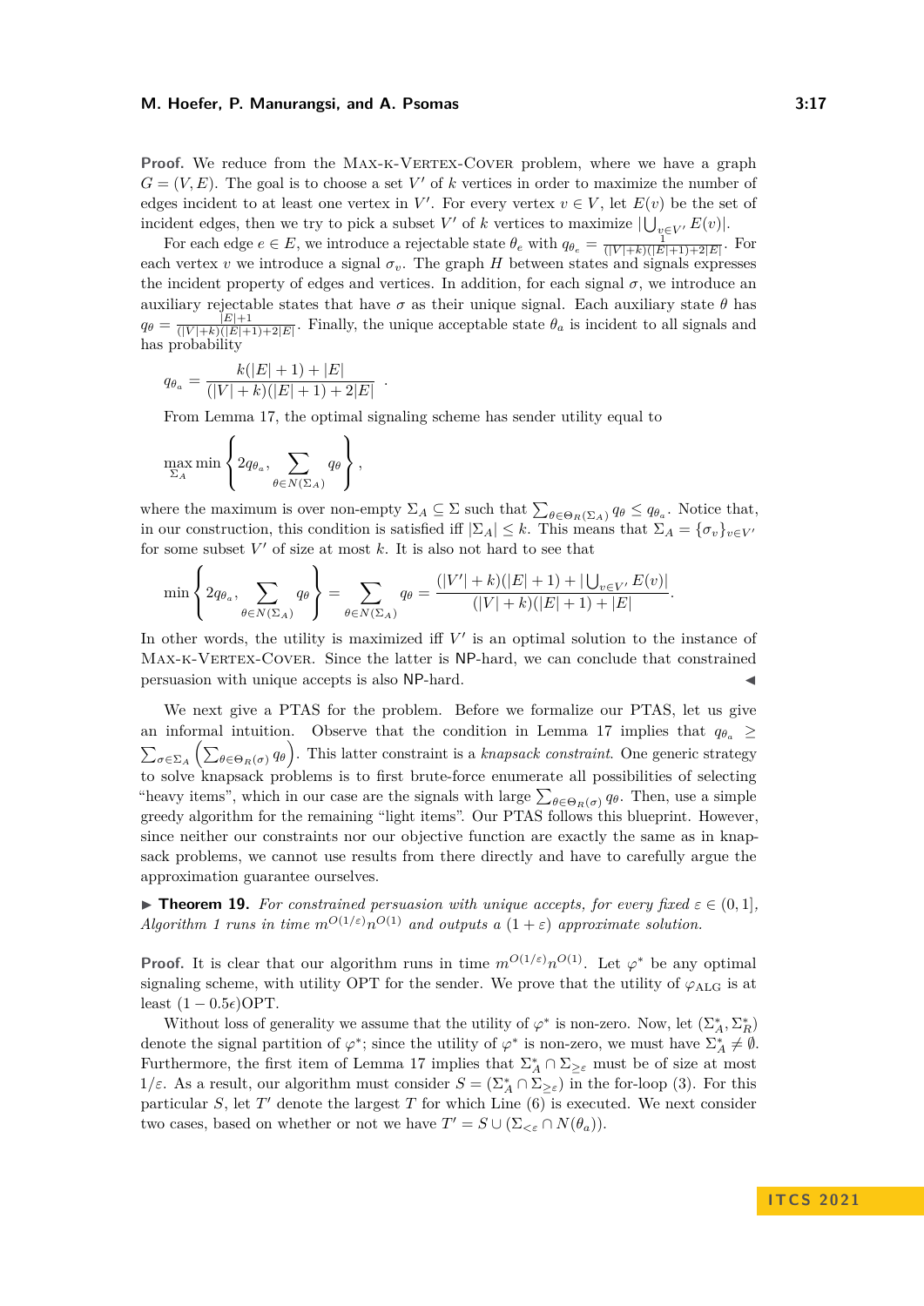**Proof.** We reduce from the Max-k-Vertex-Cover problem, where we have a graph $G = (V, E)$. The goal is to choose a set $V'$ of $k$ vertices in order to maximize the number of edges incident to at least one vertex in $V'$. For every vertex $v \in V$, let $E(v)$ be the set of incident edges, then we try to pick a subset $V'$ of $k$ vertices to maximize $|\bigcup_{v \in V'} E(v)|$.

For each edge $e \in E$, we introduce a rejectable state $\theta_e$ with $q_{\theta_e} = \frac{1}{(|V|+k)(|E|+1)+2|E|}$. For each vertex $v$ we introduce a signal $\sigma_v$. The graph $H$ between states and signals expresses the incident property of edges and vertices. In addition, for each signal $\sigma$, we introduce an auxiliary rejectable states that have $\sigma$ as their unique signal. Each auxiliary state $\theta$ has $q_\theta = \frac{|E|+1}{(|V|+k)(|E|+1)+2|E|}$. Finally, the unique acceptable state $\theta_a$ is incident to all signals and has probability

$$q_{\theta_a} = \frac{k(|E|+1)+|E|}{(|V|+k)(|E|+1)+2|E|} \enspace .$$

From Lemma 17, the optimal signaling scheme has sender utility equal to

$$\max_{\Sigma_A} \min \left\{ 2q_{\theta_a}, \sum_{\theta \in N(\Sigma_A)} q_\theta \right\},$$

where the maximum is over non-empty $\Sigma_A \subseteq \Sigma$ such that $\sum_{\theta \in \Theta_R(\Sigma_A)} q_\theta \leq q_{\theta_a}$. Notice that, in our construction, this condition is satisfied iff $|\Sigma_A| \leq k$. This means that $\Sigma_A = \{\sigma_v\}_{v \in V'}$ for some subset $V'$ of size at most $k$. It is also not hard to see that

$$\min \left\{ 2q_{\theta_a}, \sum_{\theta \in N(\Sigma_A)} q_\theta \right\} = \sum_{\theta \in N(\Sigma_A)} q_\theta = \frac{(|V'|+k)(|E|+1)+|\bigcup_{v \in V'} E(v)|}{(|V|+k)(|E|+1)+|E|}.$$

In other words, the utility is maximized iff $V'$ is an optimal solution to the instance of Max-k-Vertex-Cover. Since the latter is NP-hard, we can conclude that constrained persuasion with unique accepts is also NP-hard. ◀

We next give a PTAS for the problem. Before we formalize our PTAS, let us give an informal intuition. Observe that the condition in Lemma 17 implies that $q_{\theta_a} \geq \sum_{\sigma \in \Sigma_A} \left( \sum_{\theta \in \Theta_R(\sigma)} q_\theta \right)$. This latter constraint is a *knapsack constraint*. One generic strategy to solve knapsack problems is to first brute-force enumerate all possibilities of selecting "heavy items", which in our case are the signals with large $\sum_{\theta \in \Theta_R(\sigma)} q_\theta$. Then, use a simple greedy algorithm for the remaining "light items". Our PTAS follows this blueprint. However, since neither our constraints nor our objective function are exactly the same as in knapsack problems, we cannot use results from there directly and have to carefully argue the approximation guarantee ourselves.

▶ **Theorem 19.** *For constrained persuasion with unique accepts, for every fixed $\varepsilon \in (0, 1]$, Algorithm 1 runs in time $m^{O(1/\varepsilon)} n^{O(1)}$ and outputs a $(1 + \varepsilon)$ approximate solution.*

**Proof.** It is clear that our algorithm runs in time $m^{O(1/\varepsilon)} n^{O(1)}$. Let $\varphi^*$ be any optimal signaling scheme, with utility OPT for the sender. We prove that the utility of $\varphi_{\text{ALG}}$ is at least $(1 - 0.5\epsilon)\text{OPT}$.

Without loss of generality we assume that the utility of $\varphi^*$ is non-zero. Now, let $(\Sigma_A^*, \Sigma_R^*)$ denote the signal partition of $\varphi^*$; since the utility of $\varphi^*$ is non-zero, we must have $\Sigma_A^* \neq \emptyset$. Furthermore, the first item of Lemma 17 implies that $\Sigma_A^* \cap \Sigma_{\geq \varepsilon}$ must be of size at most $1/\varepsilon$. As a result, our algorithm must consider $S = (\Sigma_A^* \cap \Sigma_{\geq \varepsilon})$ in the for-loop (3). For this particular $S$, let $T'$ denote the largest $T$ for which Line (6) is executed. We next consider two cases, based on whether or not we have $T' = S \cup (\Sigma_{< \varepsilon} \cap N(\theta_a))$.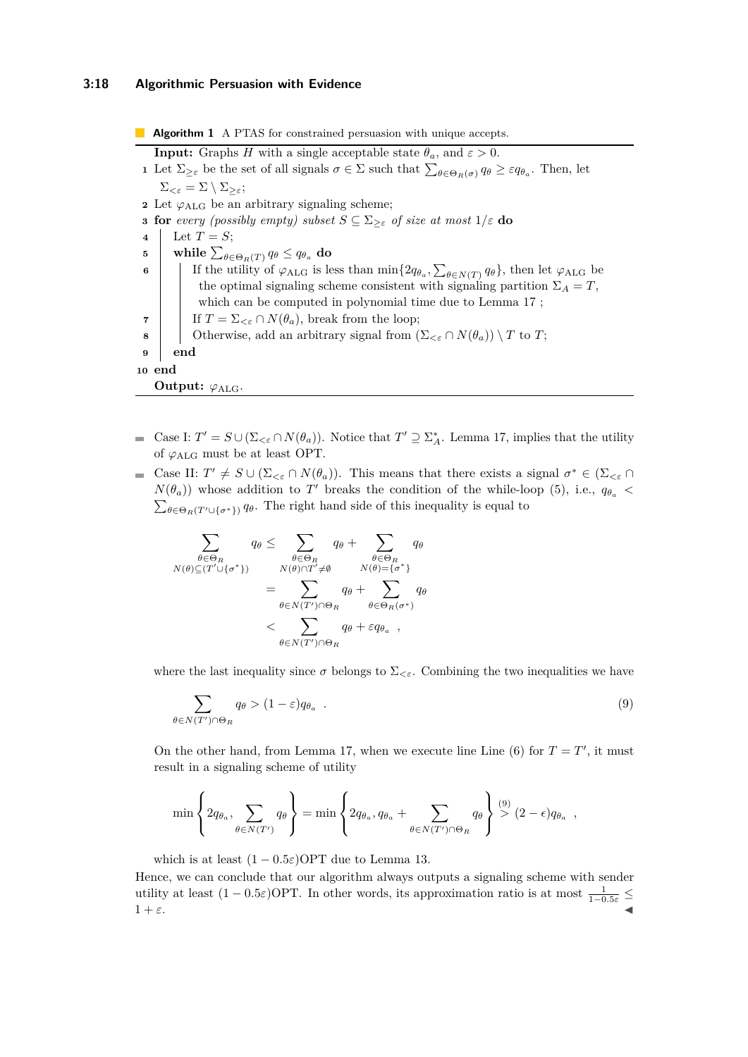**Algorithm 1** A PTAS for constrained persuasion with unique accepts.

**Input:** Graphs $H$ with a single acceptable state $\theta_a$, and $\varepsilon > 0$.

1. Let $\Sigma_{\geq\varepsilon}$ be the set of all signals $\sigma \in \Sigma$ such that $\sum_{\theta\in\Theta_R(\sigma)} q_\theta \geq \varepsilon q_{\theta_a}$. Then, let $\Sigma_{<\varepsilon} = \Sigma \setminus \Sigma_{\geq\varepsilon}$;
2. Let $\varphi_{\text{ALG}}$ be an arbitrary signaling scheme;
3. **for** *every (possibly empty) subset $S \subseteq \Sigma_{\geq\varepsilon}$ of size at most $1/\varepsilon$* **do**
4. &nbsp;&nbsp;&nbsp;&nbsp;Let $T = S$;
5. &nbsp;&nbsp;&nbsp;&nbsp;**while** $\sum_{\theta\in\Theta_R(T)} q_\theta \leq q_{\theta_a}$ **do**
6. &nbsp;&nbsp;&nbsp;&nbsp;&nbsp;&nbsp;&nbsp;&nbsp;If the utility of $\varphi_{\text{ALG}}$ is less than $\min\{2q_{\theta_a}, \sum_{\theta\in N(T)} q_\theta\}$, then let $\varphi_{\text{ALG}}$ be the optimal signaling scheme consistent with signaling partition $\Sigma_A = T$, which can be computed in polynomial time due to Lemma 17 ;
7. &nbsp;&nbsp;&nbsp;&nbsp;&nbsp;&nbsp;&nbsp;&nbsp;If $T = \Sigma_{<\varepsilon} \cap N(\theta_a)$, break from the loop;
8. &nbsp;&nbsp;&nbsp;&nbsp;&nbsp;&nbsp;&nbsp;&nbsp;Otherwise, add an arbitrary signal from $(\Sigma_{<\varepsilon} \cap N(\theta_a)) \setminus T$ to $T$;
9. &nbsp;&nbsp;&nbsp;&nbsp;**end**
10. **end**

**Output:** $\varphi_{\text{ALG}}$.

- Case I: $T' = S \cup (\Sigma_{<\varepsilon} \cap N(\theta_a))$. Notice that $T' \supseteq \Sigma_A^*$. Lemma 17, implies that the utility of $\varphi_{\text{ALG}}$ must be at least OPT.
- Case II: $T' \neq S \cup (\Sigma_{<\varepsilon} \cap N(\theta_a))$. This means that there exists a signal $\sigma^* \in (\Sigma_{<\varepsilon} \cap N(\theta_a))$ whose addition to $T'$ breaks the condition of the while-loop (5), i.e., $q_{\theta_a} < \sum_{\theta\in\Theta_R(T'\cup\{\sigma^*\})} q_\theta$. The right hand side of this inequality is equal to

$$\begin{aligned}\sum_{\substack{\theta\in\Theta_R \\ N(\theta)\subseteq(T'\cup\{\sigma^*\})}} q_\theta &\leq \sum_{\substack{\theta\in\Theta_R \\ N(\theta)\cap T'\neq\emptyset}} q_\theta + \sum_{\substack{\theta\in\Theta_R \\ N(\theta)=\{\sigma^*\}}} q_\theta \\ &= \sum_{\theta\in N(T')\cap\Theta_R} q_\theta + \sum_{\theta\in\Theta_R(\sigma^*)} q_\theta \\ &< \sum_{\theta\in N(T')\cap\Theta_R} q_\theta + \varepsilon q_{\theta_a} \ ,\end{aligned}$$

where the last inequality since $\sigma$ belongs to $\Sigma_{<\varepsilon}$. Combining the two inequalities we have

$$\sum_{\theta\in N(T')\cap\Theta_R} q_\theta > (1-\varepsilon)q_{\theta_a} \ . \tag{9}$$

On the other hand, from Lemma 17, when we execute line Line (6) for $T = T'$, it must result in a signaling scheme of utility

$$\min\left\{2q_{\theta_a}, \sum_{\theta\in N(T')} q_\theta\right\} = \min\left\{2q_{\theta_a}, q_{\theta_a} + \sum_{\theta\in N(T')\cap\Theta_R} q_\theta\right\} \overset{(9)}{>} (2-\epsilon)q_{\theta_a} \ ,$$

which is at least $(1-0.5\varepsilon)$OPT due to Lemma 13.

Hence, we can conclude that our algorithm always outputs a signaling scheme with sender utility at least $(1-0.5\varepsilon)$OPT. In other words, its approximation ratio is at most $\frac{1}{1-0.5\varepsilon} \leq 1+\varepsilon$. ◀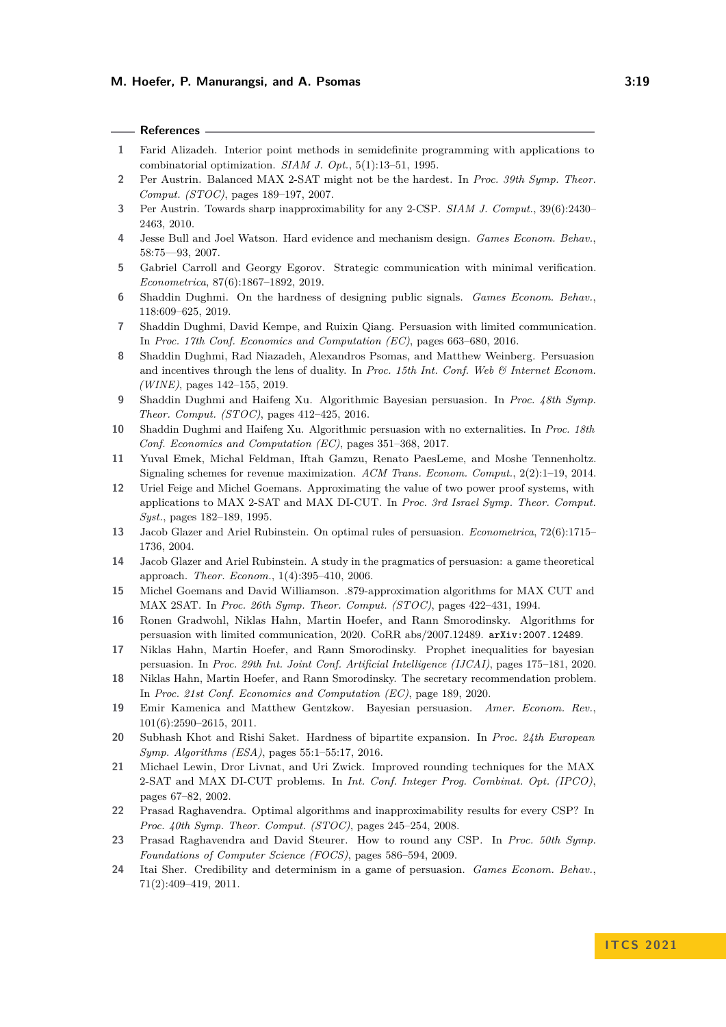## References

1. Farid Alizadeh. Interior point methods in semidefinite programming with applications to combinatorial optimization. *SIAM J. Opt.*, 5(1):13–51, 1995.
2. Per Austrin. Balanced MAX 2-SAT might not be the hardest. In *Proc. 39th Symp. Theor. Comput. (STOC)*, pages 189–197, 2007.
3. Per Austrin. Towards sharp inapproximability for any 2-CSP. *SIAM J. Comput.*, 39(6):2430–2463, 2010.
4. Jesse Bull and Joel Watson. Hard evidence and mechanism design. *Games Econom. Behav.*, 58:75—93, 2007.
5. Gabriel Carroll and Georgy Egorov. Strategic communication with minimal verification. *Econometrica*, 87(6):1867–1892, 2019.
6. Shaddin Dughmi. On the hardness of designing public signals. *Games Econom. Behav.*, 118:609–625, 2019.
7. Shaddin Dughmi, David Kempe, and Ruixin Qiang. Persuasion with limited communication. In *Proc. 17th Conf. Economics and Computation (EC)*, pages 663–680, 2016.
8. Shaddin Dughmi, Rad Niazadeh, Alexandros Psomas, and Matthew Weinberg. Persuasion and incentives through the lens of duality. In *Proc. 15th Int. Conf. Web & Internet Econom. (WINE)*, pages 142–155, 2019.
9. Shaddin Dughmi and Haifeng Xu. Algorithmic Bayesian persuasion. In *Proc. 48th Symp. Theor. Comput. (STOC)*, pages 412–425, 2016.
10. Shaddin Dughmi and Haifeng Xu. Algorithmic persuasion with no externalities. In *Proc. 18th Conf. Economics and Computation (EC)*, pages 351–368, 2017.
11. Yuval Emek, Michal Feldman, Iftah Gamzu, Renato PaesLeme, and Moshe Tennenholtz. Signaling schemes for revenue maximization. *ACM Trans. Econom. Comput.*, 2(2):1–19, 2014.
12. Uriel Feige and Michel Goemans. Approximating the value of two power proof systems, with applications to MAX 2-SAT and MAX DI-CUT. In *Proc. 3rd Israel Symp. Theor. Comput. Syst.*, pages 182–189, 1995.
13. Jacob Glazer and Ariel Rubinstein. On optimal rules of persuasion. *Econometrica*, 72(6):1715–1736, 2004.
14. Jacob Glazer and Ariel Rubinstein. A study in the pragmatics of persuasion: a game theoretical approach. *Theor. Econom.*, 1(4):395–410, 2006.
15. Michel Goemans and David Williamson. .879-approximation algorithms for MAX CUT and MAX 2SAT. In *Proc. 26th Symp. Theor. Comput. (STOC)*, pages 422–431, 1994.
16. Ronen Gradwohl, Niklas Hahn, Martin Hoefer, and Rann Smorodinsky. Algorithms for persuasion with limited communication, 2020. CoRR abs/2007.12489. `arXiv:2007.12489`.
17. Niklas Hahn, Martin Hoefer, and Rann Smorodinsky. Prophet inequalities for bayesian persuasion. In *Proc. 29th Int. Joint Conf. Artificial Intelligence (IJCAI)*, pages 175–181, 2020.
18. Niklas Hahn, Martin Hoefer, and Rann Smorodinsky. The secretary recommendation problem. In *Proc. 21st Conf. Economics and Computation (EC)*, page 189, 2020.
19. Emir Kamenica and Matthew Gentzkow. Bayesian persuasion. *Amer. Econom. Rev.*, 101(6):2590–2615, 2011.
20. Subhash Khot and Rishi Saket. Hardness of bipartite expansion. In *Proc. 24th European Symp. Algorithms (ESA)*, pages 55:1–55:17, 2016.
21. Michael Lewin, Dror Livnat, and Uri Zwick. Improved rounding techniques for the MAX 2-SAT and MAX DI-CUT problems. In *Int. Conf. Integer Prog. Combinat. Opt. (IPCO)*, pages 67–82, 2002.
22. Prasad Raghavendra. Optimal algorithms and inapproximability results for every CSP? In *Proc. 40th Symp. Theor. Comput. (STOC)*, pages 245–254, 2008.
23. Prasad Raghavendra and David Steurer. How to round any CSP. In *Proc. 50th Symp. Foundations of Computer Science (FOCS)*, pages 586–594, 2009.
24. Itai Sher. Credibility and determinism in a game of persuasion. *Games Econom. Behav.*, 71(2):409–419, 2011.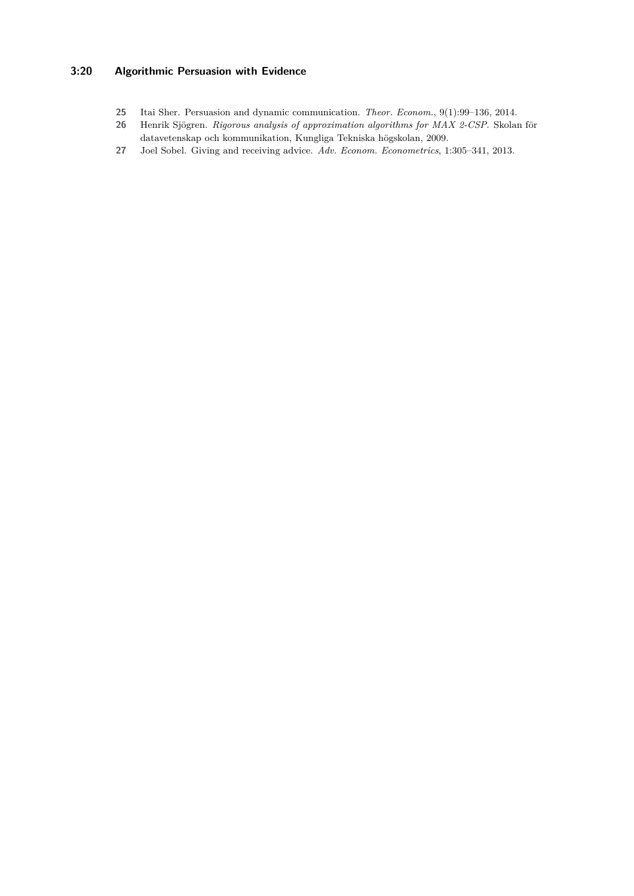25 Itai Sher. Persuasion and dynamic communication. *Theor. Econom.*, 9(1):99–136, 2014.

26 Henrik Sjögren. *Rigorous analysis of approximation algorithms for MAX 2-CSP*. Skolan för datavetenskap och kommunikation, Kungliga Tekniska högskolan, 2009.

27 Joel Sobel. Giving and receiving advice. *Adv. Econom. Econometrics*, 1:305–341, 2013.